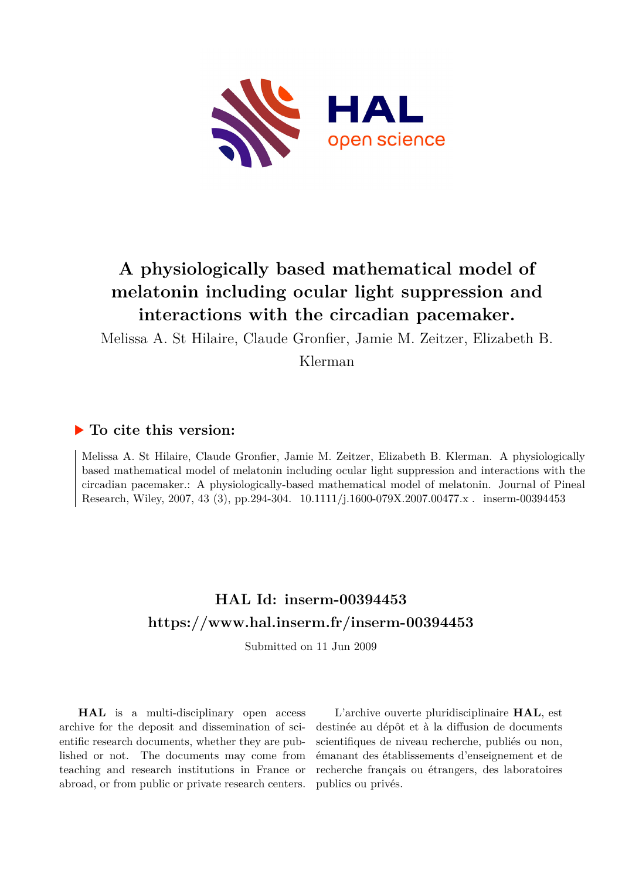# A physiologically based mathematical model of melatonin including ocular light suppression and interactions with the circadian pacemaker.

Melissa A. St Hilaire, Claude Gronfier, Jamie M. Zeitzer, Elizabeth B. Klerman

## ▶ To cite this version:

Melissa A. St Hilaire, Claude Gronfier, Jamie M. Zeitzer, Elizabeth B. Klerman. A physiologically based mathematical model of melatonin including ocular light suppression and interactions with the circadian pacemaker.: A physiologically-based mathematical model of melatonin. Journal of Pineal Research, Wiley, 2007, 43 (3), pp.294-304. 10.1111/j.1600-079X.2007.00477.x . inserm-00394453

## HAL Id: inserm-00394453
## https://www.hal.inserm.fr/inserm-00394453

Submitted on 11 Jun 2009

**HAL** is a multi-disciplinary open access archive for the deposit and dissemination of scientific research documents, whether they are published or not. The documents may come from teaching and research institutions in France or abroad, or from public or private research centers.

L'archive ouverte pluridisciplinaire **HAL**, est destinée au dépôt et à la diffusion de documents scientifiques de niveau recherche, publiés ou non, émanant des établissements d'enseignement et de recherche français ou étrangers, des laboratoires publics ou privés.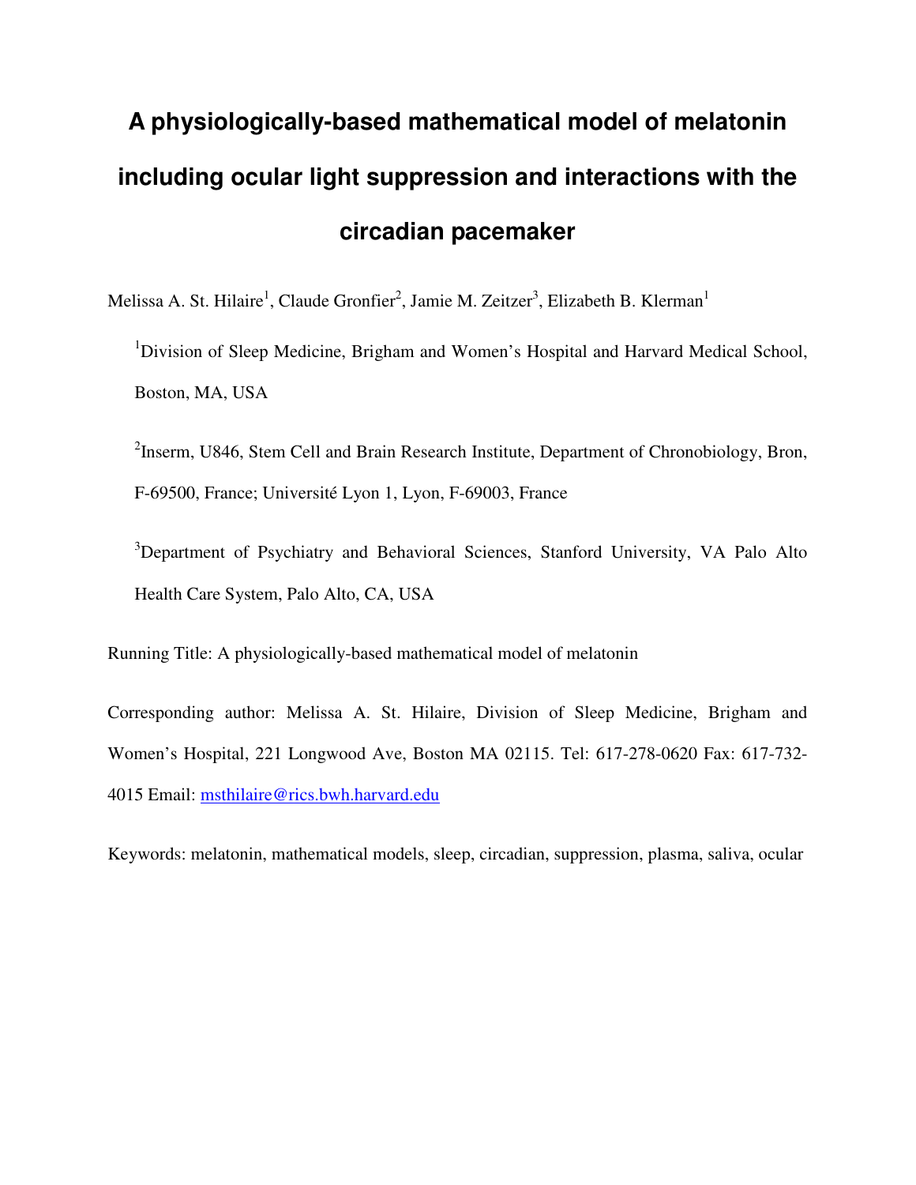# A physiologically-based mathematical model of melatonin including ocular light suppression and interactions with the circadian pacemaker

Melissa A. St. Hilaire[1], Claude Gronfier[2], Jamie M. Zeitzer[3], Elizabeth B. Klerman[1]

[1]Division of Sleep Medicine, Brigham and Women's Hospital and Harvard Medical School, Boston, MA, USA

[2]Inserm, U846, Stem Cell and Brain Research Institute, Department of Chronobiology, Bron, F-69500, France; Université Lyon 1, Lyon, F-69003, France

[3]Department of Psychiatry and Behavioral Sciences, Stanford University, VA Palo Alto Health Care System, Palo Alto, CA, USA

Running Title: A physiologically-based mathematical model of melatonin

Corresponding author: Melissa A. St. Hilaire, Division of Sleep Medicine, Brigham and Women's Hospital, 221 Longwood Ave, Boston MA 02115. Tel: 617-278-0620 Fax: 617-732-4015 Email: msthilaire@rics.bwh.harvard.edu

Keywords: melatonin, mathematical models, sleep, circadian, suppression, plasma, saliva, ocular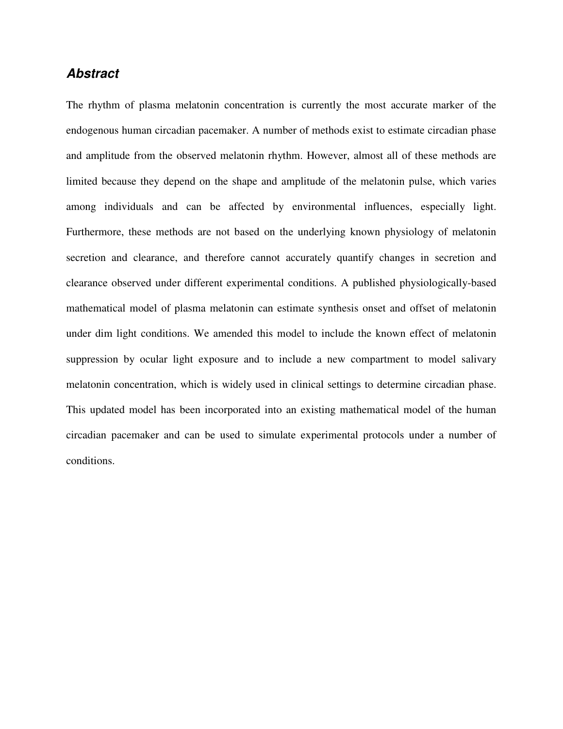## ***Abstract***

The rhythm of plasma melatonin concentration is currently the most accurate marker of the endogenous human circadian pacemaker. A number of methods exist to estimate circadian phase and amplitude from the observed melatonin rhythm. However, almost all of these methods are limited because they depend on the shape and amplitude of the melatonin pulse, which varies among individuals and can be affected by environmental influences, especially light. Furthermore, these methods are not based on the underlying known physiology of melatonin secretion and clearance, and therefore cannot accurately quantify changes in secretion and clearance observed under different experimental conditions. A published physiologically-based mathematical model of plasma melatonin can estimate synthesis onset and offset of melatonin under dim light conditions. We amended this model to include the known effect of melatonin suppression by ocular light exposure and to include a new compartment to model salivary melatonin concentration, which is widely used in clinical settings to determine circadian phase. This updated model has been incorporated into an existing mathematical model of the human circadian pacemaker and can be used to simulate experimental protocols under a number of conditions.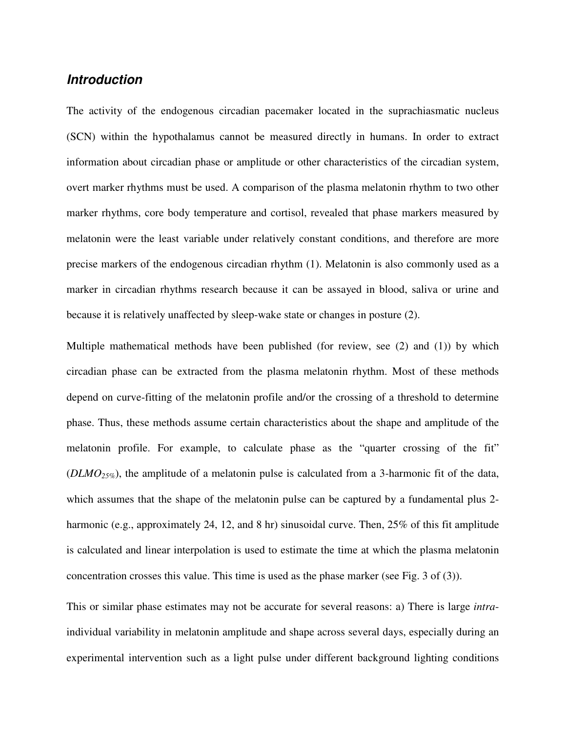## ***Introduction***

The activity of the endogenous circadian pacemaker located in the suprachiasmatic nucleus (SCN) within the hypothalamus cannot be measured directly in humans. In order to extract information about circadian phase or amplitude or other characteristics of the circadian system, overt marker rhythms must be used. A comparison of the plasma melatonin rhythm to two other marker rhythms, core body temperature and cortisol, revealed that phase markers measured by melatonin were the least variable under relatively constant conditions, and therefore are more precise markers of the endogenous circadian rhythm (1). Melatonin is also commonly used as a marker in circadian rhythms research because it can be assayed in blood, saliva or urine and because it is relatively unaffected by sleep-wake state or changes in posture (2).

Multiple mathematical methods have been published (for review, see (2) and (1)) by which circadian phase can be extracted from the plasma melatonin rhythm. Most of these methods depend on curve-fitting of the melatonin profile and/or the crossing of a threshold to determine phase. Thus, these methods assume certain characteristics about the shape and amplitude of the melatonin profile. For example, to calculate phase as the "quarter crossing of the fit" ($DLMO_{25\%}$), the amplitude of a melatonin pulse is calculated from a 3-harmonic fit of the data, which assumes that the shape of the melatonin pulse can be captured by a fundamental plus 2-harmonic (e.g., approximately 24, 12, and 8 hr) sinusoidal curve. Then, 25% of this fit amplitude is calculated and linear interpolation is used to estimate the time at which the plasma melatonin concentration crosses this value. This time is used as the phase marker (see Fig. 3 of (3)).

This or similar phase estimates may not be accurate for several reasons: a) There is large *intra*-individual variability in melatonin amplitude and shape across several days, especially during an experimental intervention such as a light pulse under different background lighting conditions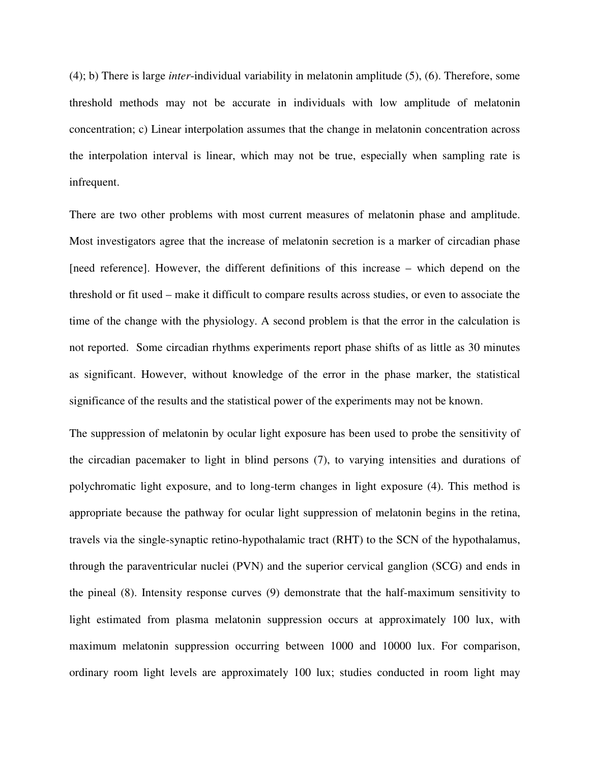(4); b) There is large *inter*-individual variability in melatonin amplitude (5), (6). Therefore, some threshold methods may not be accurate in individuals with low amplitude of melatonin concentration; c) Linear interpolation assumes that the change in melatonin concentration across the interpolation interval is linear, which may not be true, especially when sampling rate is infrequent.

There are two other problems with most current measures of melatonin phase and amplitude. Most investigators agree that the increase of melatonin secretion is a marker of circadian phase [need reference]. However, the different definitions of this increase – which depend on the threshold or fit used – make it difficult to compare results across studies, or even to associate the time of the change with the physiology. A second problem is that the error in the calculation is not reported. Some circadian rhythms experiments report phase shifts of as little as 30 minutes as significant. However, without knowledge of the error in the phase marker, the statistical significance of the results and the statistical power of the experiments may not be known.

The suppression of melatonin by ocular light exposure has been used to probe the sensitivity of the circadian pacemaker to light in blind persons (7), to varying intensities and durations of polychromatic light exposure, and to long-term changes in light exposure (4). This method is appropriate because the pathway for ocular light suppression of melatonin begins in the retina, travels via the single-synaptic retino-hypothalamic tract (RHT) to the SCN of the hypothalamus, through the paraventricular nuclei (PVN) and the superior cervical ganglion (SCG) and ends in the pineal (8). Intensity response curves (9) demonstrate that the half-maximum sensitivity to light estimated from plasma melatonin suppression occurs at approximately 100 lux, with maximum melatonin suppression occurring between 1000 and 10000 lux. For comparison, ordinary room light levels are approximately 100 lux; studies conducted in room light may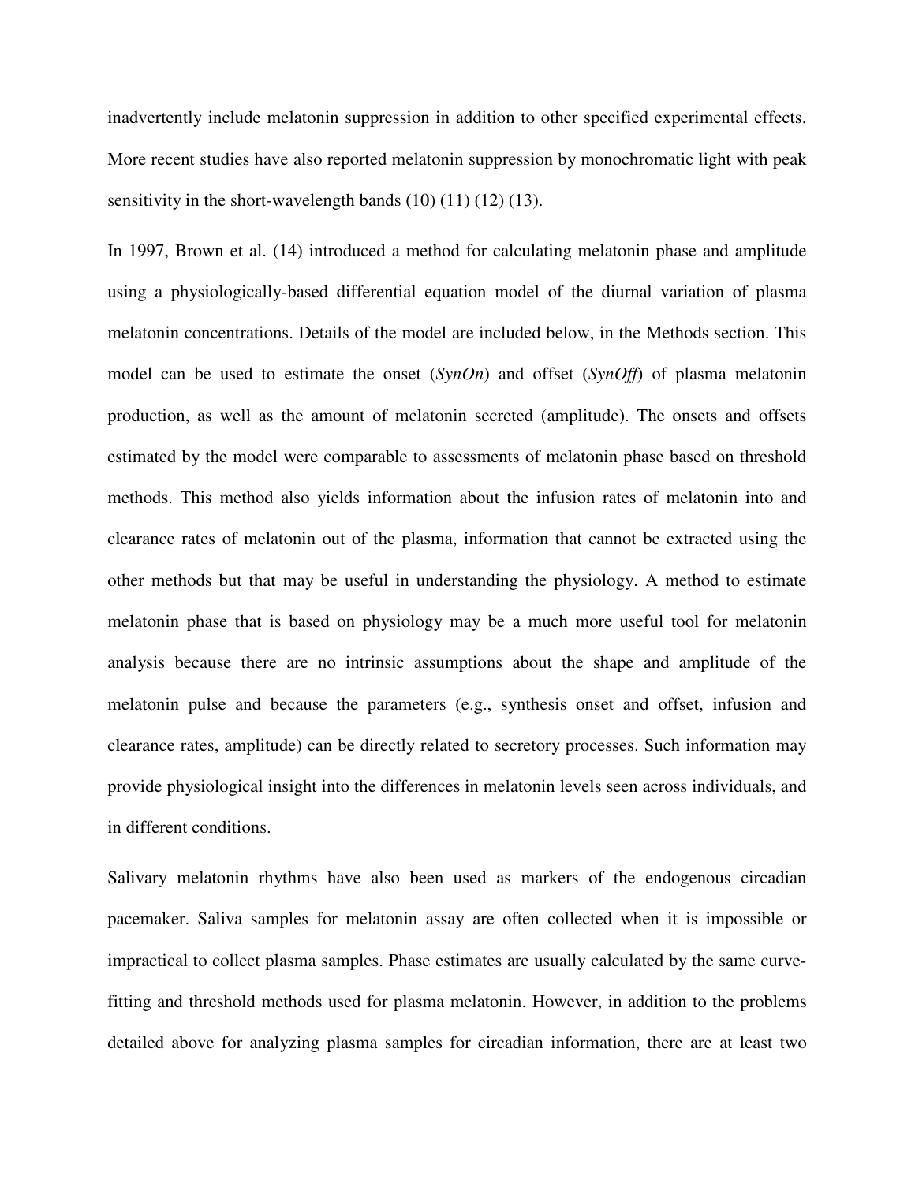inadvertently include melatonin suppression in addition to other specified experimental effects. More recent studies have also reported melatonin suppression by monochromatic light with peak sensitivity in the short-wavelength bands (10) (11) (12) (13).

In 1997, Brown et al. (14) introduced a method for calculating melatonin phase and amplitude using a physiologically-based differential equation model of the diurnal variation of plasma melatonin concentrations. Details of the model are included below, in the Methods section. This model can be used to estimate the onset (*SynOn*) and offset (*SynOff*) of plasma melatonin production, as well as the amount of melatonin secreted (amplitude). The onsets and offsets estimated by the model were comparable to assessments of melatonin phase based on threshold methods. This method also yields information about the infusion rates of melatonin into and clearance rates of melatonin out of the plasma, information that cannot be extracted using the other methods but that may be useful in understanding the physiology. A method to estimate melatonin phase that is based on physiology may be a much more useful tool for melatonin analysis because there are no intrinsic assumptions about the shape and amplitude of the melatonin pulse and because the parameters (e.g., synthesis onset and offset, infusion and clearance rates, amplitude) can be directly related to secretory processes. Such information may provide physiological insight into the differences in melatonin levels seen across individuals, and in different conditions.

Salivary melatonin rhythms have also been used as markers of the endogenous circadian pacemaker. Saliva samples for melatonin assay are often collected when it is impossible or impractical to collect plasma samples. Phase estimates are usually calculated by the same curve-fitting and threshold methods used for plasma melatonin. However, in addition to the problems detailed above for analyzing plasma samples for circadian information, there are at least two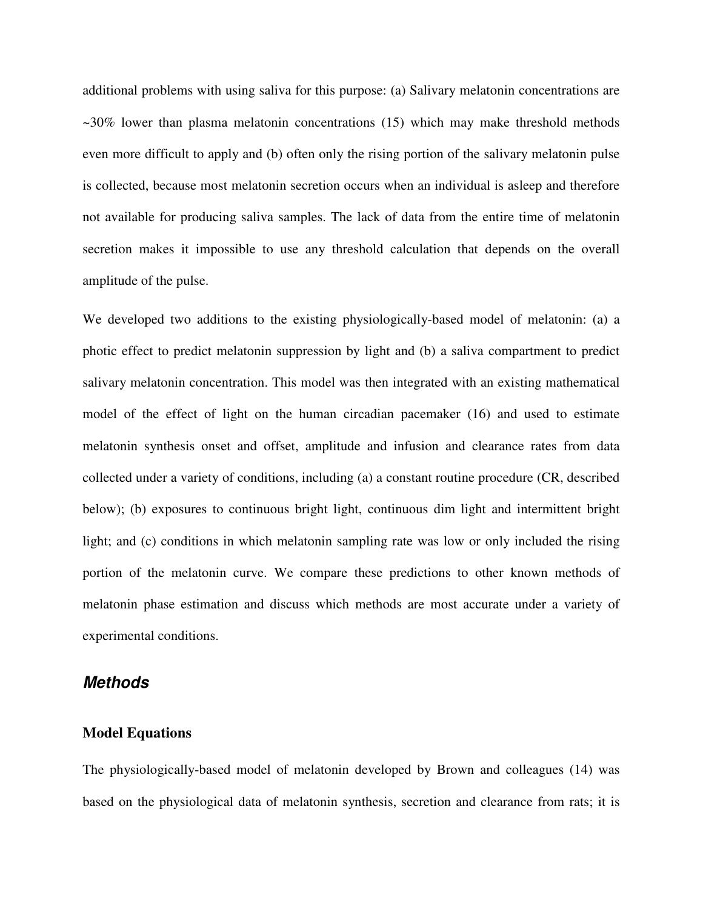additional problems with using saliva for this purpose: (a) Salivary melatonin concentrations are ~30% lower than plasma melatonin concentrations (15) which may make threshold methods even more difficult to apply and (b) often only the rising portion of the salivary melatonin pulse is collected, because most melatonin secretion occurs when an individual is asleep and therefore not available for producing saliva samples. The lack of data from the entire time of melatonin secretion makes it impossible to use any threshold calculation that depends on the overall amplitude of the pulse.

We developed two additions to the existing physiologically-based model of melatonin: (a) a photic effect to predict melatonin suppression by light and (b) a saliva compartment to predict salivary melatonin concentration. This model was then integrated with an existing mathematical model of the effect of light on the human circadian pacemaker (16) and used to estimate melatonin synthesis onset and offset, amplitude and infusion and clearance rates from data collected under a variety of conditions, including (a) a constant routine procedure (CR, described below); (b) exposures to continuous bright light, continuous dim light and intermittent bright light; and (c) conditions in which melatonin sampling rate was low or only included the rising portion of the melatonin curve. We compare these predictions to other known methods of melatonin phase estimation and discuss which methods are most accurate under a variety of experimental conditions.

## *Methods*

### Model Equations

The physiologically-based model of melatonin developed by Brown and colleagues (14) was based on the physiological data of melatonin synthesis, secretion and clearance from rats; it is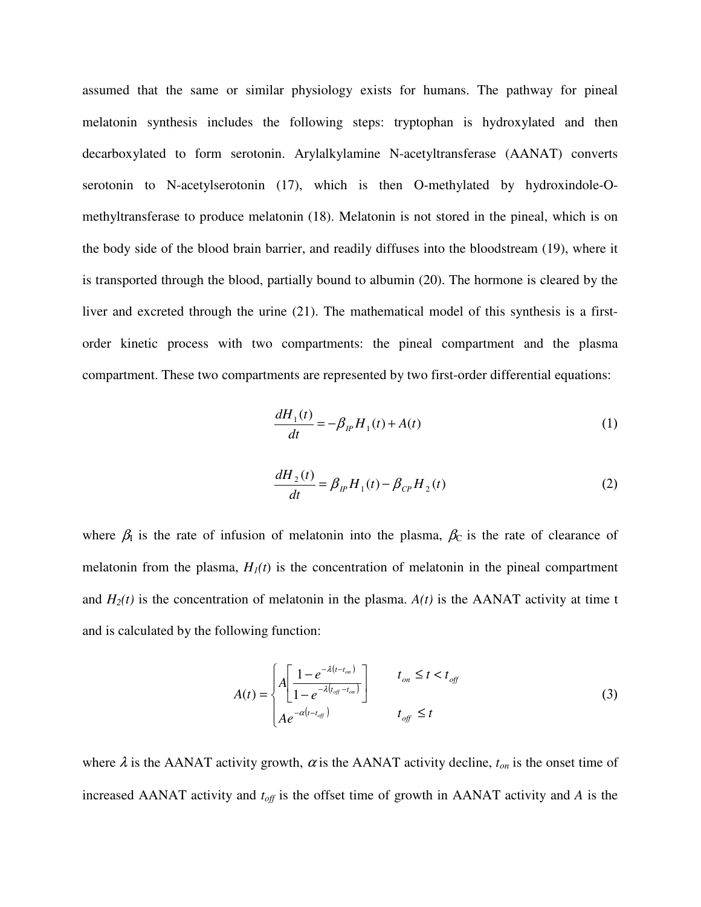assumed that the same or similar physiology exists for humans. The pathway for pineal melatonin synthesis includes the following steps: tryptophan is hydroxylated and then decarboxylated to form serotonin. Arylalkylamine N-acetyltransferase (AANAT) converts serotonin to N-acetylserotonin (17), which is then O-methylated by hydroxindole-O-methyltransferase to produce melatonin (18). Melatonin is not stored in the pineal, which is on the body side of the blood brain barrier, and readily diffuses into the bloodstream (19), where it is transported through the blood, partially bound to albumin (20). The hormone is cleared by the liver and excreted through the urine (21). The mathematical model of this synthesis is a first-order kinetic process with two compartments: the pineal compartment and the plasma compartment. These two compartments are represented by two first-order differential equations:

$$\frac{dH_1(t)}{dt} = -\beta_{IP} H_1(t) + A(t) \tag{1}$$

$$\frac{dH_2(t)}{dt} = \beta_{IP} H_1(t) - \beta_{CP} H_2(t) \tag{2}$$

where $\beta_I$ is the rate of infusion of melatonin into the plasma, $\beta_C$ is the rate of clearance of melatonin from the plasma, $H_1(t)$ is the concentration of melatonin in the pineal compartment and $H_2(t)$ is the concentration of melatonin in the plasma. $A(t)$ is the AANAT activity at time t and is calculated by the following function:

$$A(t) = \begin{cases} A\left[\dfrac{1-e^{-\lambda(t-t_{on})}}{1-e^{-\lambda(t_{off}-t_{on})}}\right] & t_{on} \le t < t_{off} \\ Ae^{-\alpha(t-t_{off})} & t_{off} \le t \end{cases} \tag{3}$$

where $\lambda$ is the AANAT activity growth, $\alpha$ is the AANAT activity decline, $t_{on}$ is the onset time of increased AANAT activity and $t_{off}$ is the offset time of growth in AANAT activity and $A$ is the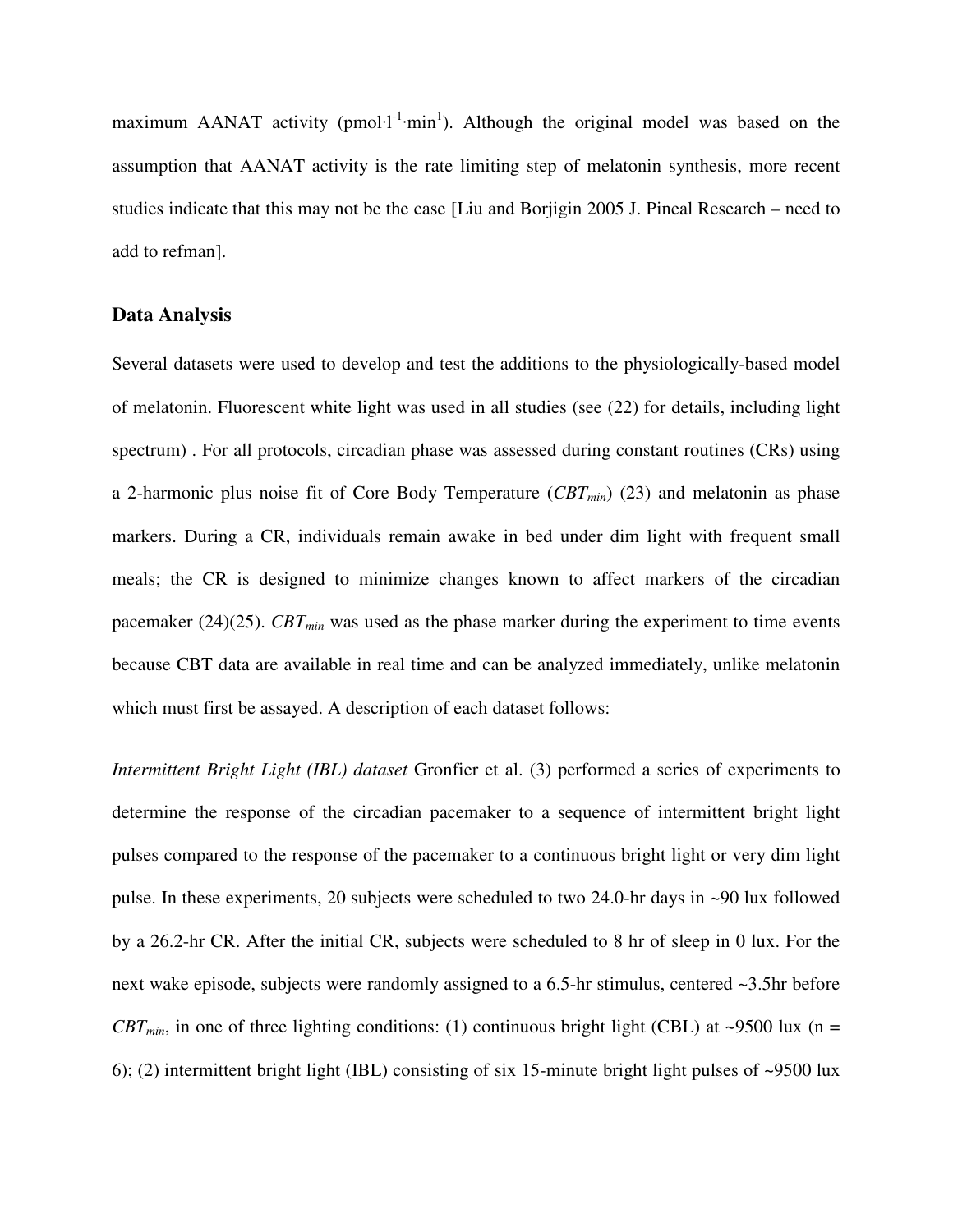maximum AANAT activity ($pmol \cdot l^{-1} \cdot min^{1}$). Although the original model was based on the assumption that AANAT activity is the rate limiting step of melatonin synthesis, more recent studies indicate that this may not be the case [Liu and Borjigin 2005 J. Pineal Research – need to add to refman].

## Data Analysis

Several datasets were used to develop and test the additions to the physiologically-based model of melatonin. Fluorescent white light was used in all studies (see (22) for details, including light spectrum) . For all protocols, circadian phase was assessed during constant routines (CRs) using a 2-harmonic plus noise fit of Core Body Temperature ($CBT_{min}$) (23) and melatonin as phase markers. During a CR, individuals remain awake in bed under dim light with frequent small meals; the CR is designed to minimize changes known to affect markers of the circadian pacemaker (24)(25). $CBT_{min}$ was used as the phase marker during the experiment to time events because CBT data are available in real time and can be analyzed immediately, unlike melatonin which must first be assayed. A description of each dataset follows:

*Intermittent Bright Light (IBL) dataset* Gronfier et al. (3) performed a series of experiments to determine the response of the circadian pacemaker to a sequence of intermittent bright light pulses compared to the response of the pacemaker to a continuous bright light or very dim light pulse. In these experiments, 20 subjects were scheduled to two 24.0-hr days in ~90 lux followed by a 26.2-hr CR. After the initial CR, subjects were scheduled to 8 hr of sleep in 0 lux. For the next wake episode, subjects were randomly assigned to a 6.5-hr stimulus, centered ~3.5hr before $CBT_{min}$, in one of three lighting conditions: (1) continuous bright light (CBL) at ~9500 lux (n = 6); (2) intermittent bright light (IBL) consisting of six 15-minute bright light pulses of ~9500 lux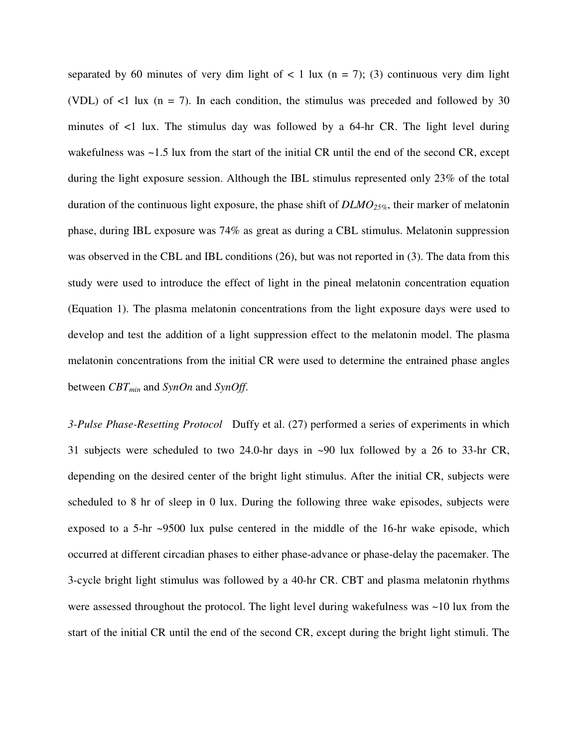separated by 60 minutes of very dim light of < 1 lux (n = 7); (3) continuous very dim light (VDL) of <1 lux (n = 7). In each condition, the stimulus was preceded and followed by 30 minutes of <1 lux. The stimulus day was followed by a 64-hr CR. The light level during wakefulness was ~1.5 lux from the start of the initial CR until the end of the second CR, except during the light exposure session. Although the IBL stimulus represented only 23% of the total duration of the continuous light exposure, the phase shift of $DLMO_{25\%}$, their marker of melatonin phase, during IBL exposure was 74% as great as during a CBL stimulus. Melatonin suppression was observed in the CBL and IBL conditions (26), but was not reported in (3). The data from this study were used to introduce the effect of light in the pineal melatonin concentration equation (Equation 1). The plasma melatonin concentrations from the light exposure days were used to develop and test the addition of a light suppression effect to the melatonin model. The plasma melatonin concentrations from the initial CR were used to determine the entrained phase angles between $CBT_{min}$ and *SynOn* and *SynOff*.

*3-Pulse Phase-Resetting Protocol* Duffy et al. (27) performed a series of experiments in which 31 subjects were scheduled to two 24.0-hr days in ~90 lux followed by a 26 to 33-hr CR, depending on the desired center of the bright light stimulus. After the initial CR, subjects were scheduled to 8 hr of sleep in 0 lux. During the following three wake episodes, subjects were exposed to a 5-hr ~9500 lux pulse centered in the middle of the 16-hr wake episode, which occurred at different circadian phases to either phase-advance or phase-delay the pacemaker. The 3-cycle bright light stimulus was followed by a 40-hr CR. CBT and plasma melatonin rhythms were assessed throughout the protocol. The light level during wakefulness was ~10 lux from the start of the initial CR until the end of the second CR, except during the bright light stimuli. The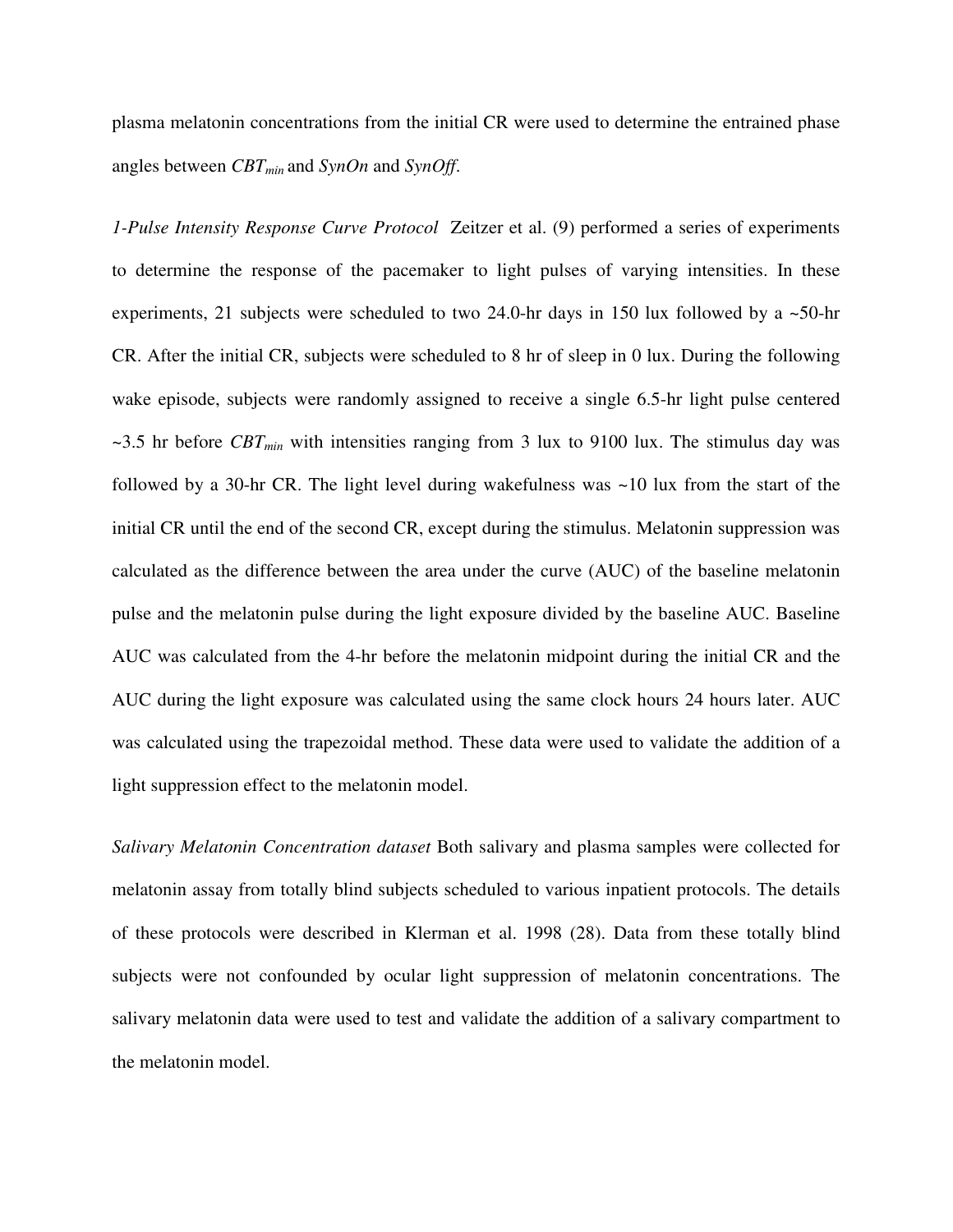plasma melatonin concentrations from the initial CR were used to determine the entrained phase angles between $CBT_{min}$ and *SynOn* and *SynOff*.

*1-Pulse Intensity Response Curve Protocol* Zeitzer et al. (9) performed a series of experiments to determine the response of the pacemaker to light pulses of varying intensities. In these experiments, 21 subjects were scheduled to two 24.0-hr days in 150 lux followed by a ~50-hr CR. After the initial CR, subjects were scheduled to 8 hr of sleep in 0 lux. During the following wake episode, subjects were randomly assigned to receive a single 6.5-hr light pulse centered ~3.5 hr before $CBT_{min}$ with intensities ranging from 3 lux to 9100 lux. The stimulus day was followed by a 30-hr CR. The light level during wakefulness was ~10 lux from the start of the initial CR until the end of the second CR, except during the stimulus. Melatonin suppression was calculated as the difference between the area under the curve (AUC) of the baseline melatonin pulse and the melatonin pulse during the light exposure divided by the baseline AUC. Baseline AUC was calculated from the 4-hr before the melatonin midpoint during the initial CR and the AUC during the light exposure was calculated using the same clock hours 24 hours later. AUC was calculated using the trapezoidal method. These data were used to validate the addition of a light suppression effect to the melatonin model.

*Salivary Melatonin Concentration dataset* Both salivary and plasma samples were collected for melatonin assay from totally blind subjects scheduled to various inpatient protocols. The details of these protocols were described in Klerman et al. 1998 (28). Data from these totally blind subjects were not confounded by ocular light suppression of melatonin concentrations. The salivary melatonin data were used to test and validate the addition of a salivary compartment to the melatonin model.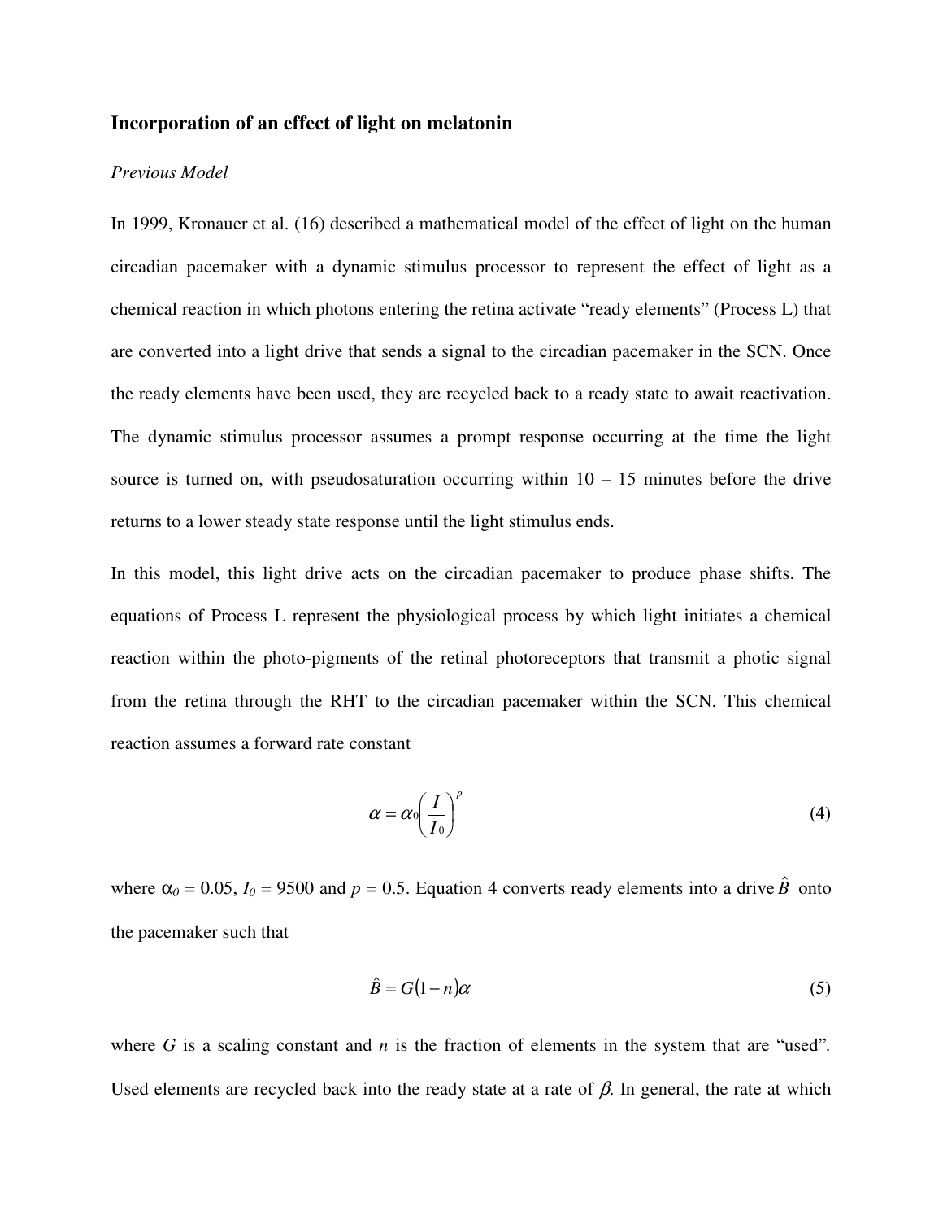### Incorporation of an effect of light on melatonin

*Previous Model*

In 1999, Kronauer et al. (16) described a mathematical model of the effect of light on the human circadian pacemaker with a dynamic stimulus processor to represent the effect of light as a chemical reaction in which photons entering the retina activate "ready elements" (Process L) that are converted into a light drive that sends a signal to the circadian pacemaker in the SCN. Once the ready elements have been used, they are recycled back to a ready state to await reactivation. The dynamic stimulus processor assumes a prompt response occurring at the time the light source is turned on, with pseudosaturation occurring within 10 – 15 minutes before the drive returns to a lower steady state response until the light stimulus ends.

In this model, this light drive acts on the circadian pacemaker to produce phase shifts. The equations of Process L represent the physiological process by which light initiates a chemical reaction within the photo-pigments of the retinal photoreceptors that transmit a photic signal from the retina through the RHT to the circadian pacemaker within the SCN. This chemical reaction assumes a forward rate constant

$$\alpha = \alpha_0 \left( \frac{I}{I_0} \right)^p \tag{4}$$

where $\alpha_0 = 0.05$, $I_0 = 9500$ and $p = 0.5$. Equation 4 converts ready elements into a drive $\hat{B}$ onto the pacemaker such that

$$\hat{B} = G(1 - n)\alpha \tag{5}$$

where $G$ is a scaling constant and $n$ is the fraction of elements in the system that are "used". Used elements are recycled back into the ready state at a rate of $\beta$. In general, the rate at which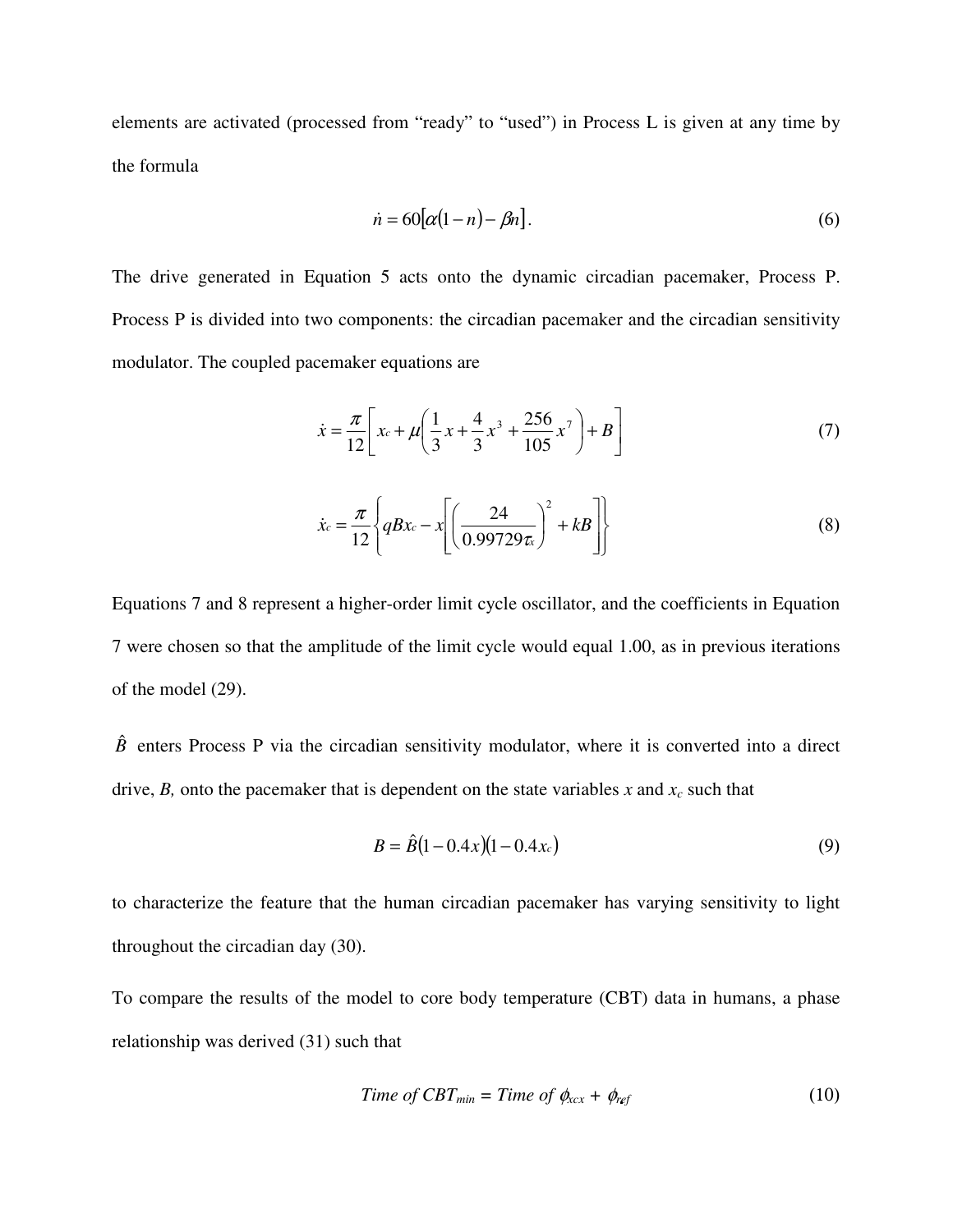elements are activated (processed from "ready" to "used") in Process L is given at any time by the formula

$$\dot{n} = 60[\alpha(1-n) - \beta n]. \tag{6}$$

The drive generated in Equation 5 acts onto the dynamic circadian pacemaker, Process P. Process P is divided into two components: the circadian pacemaker and the circadian sensitivity modulator. The coupled pacemaker equations are

$$\dot{x} = \frac{\pi}{12}\left[x_c + \mu\left(\frac{1}{3}x + \frac{4}{3}x^3 + \frac{256}{105}x^7\right) + B\right] \tag{7}$$

$$\dot{x}_c = \frac{\pi}{12}\left\{qBx_c - x\left[\left(\frac{24}{0.99729\tau_x}\right)^2 + kB\right]\right\} \tag{8}$$

Equations 7 and 8 represent a higher-order limit cycle oscillator, and the coefficients in Equation 7 were chosen so that the amplitude of the limit cycle would equal 1.00, as in previous iterations of the model (29).

$\hat{B}$ enters Process P via the circadian sensitivity modulator, where it is converted into a direct drive, $B$, onto the pacemaker that is dependent on the state variables $x$ and $x_c$ such that

$$B = \hat{B}(1 - 0.4x)(1 - 0.4x_c) \tag{9}$$

to characterize the feature that the human circadian pacemaker has varying sensitivity to light throughout the circadian day (30).

To compare the results of the model to core body temperature (CBT) data in humans, a phase relationship was derived (31) such that

$$\textit{Time of } CBT_{min} = \textit{Time of } \phi_{xcx} + \phi_{ref} \tag{10}$$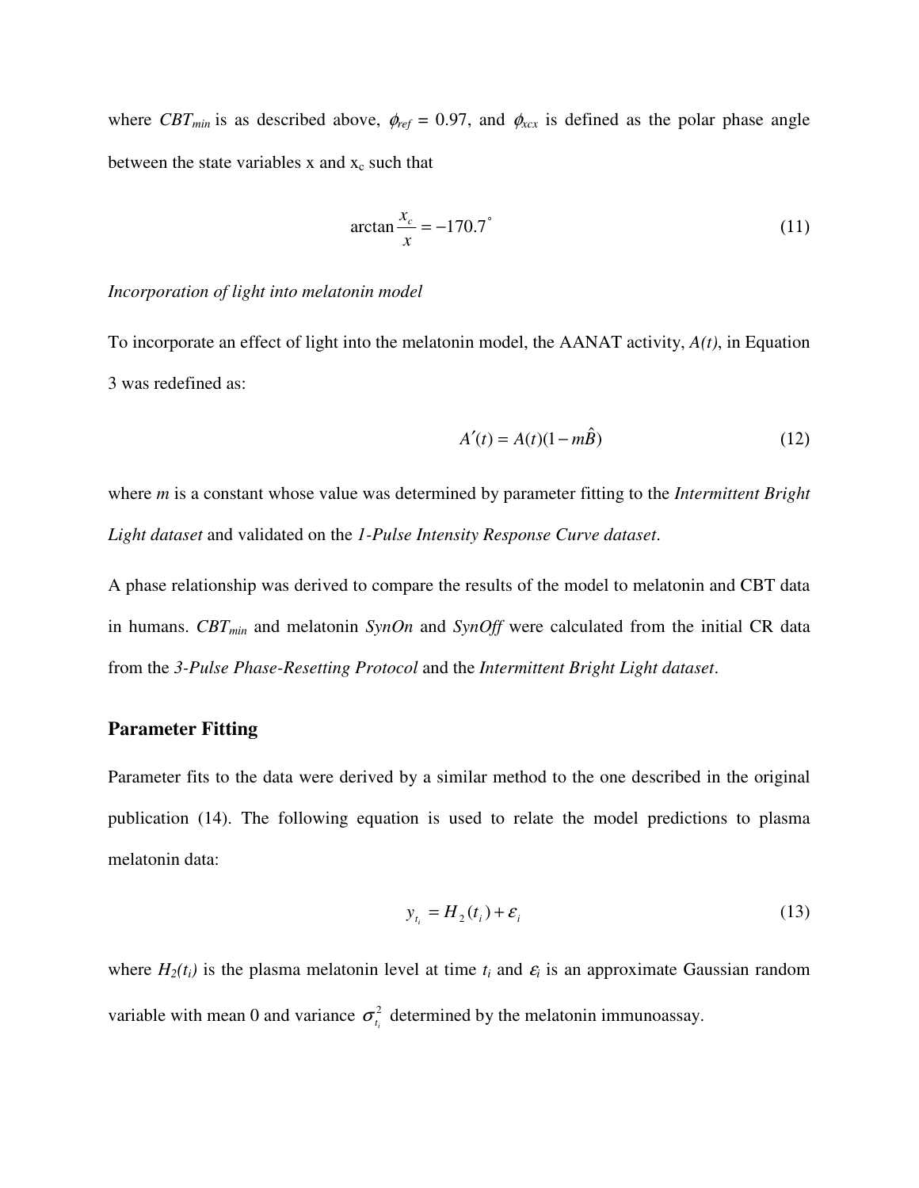where $CBT_{min}$ is as described above, $\phi_{ref}$ = 0.97, and $\phi_{xcx}$ is defined as the polar phase angle between the state variables x and $x_c$ such that

$$\arctan\frac{x_c}{x} = -170.7^{\circ} \tag{11}$$

*Incorporation of light into melatonin model*

To incorporate an effect of light into the melatonin model, the AANAT activity, *A(t)*, in Equation 3 was redefined as:

$$A'(t) = A(t)(1 - m\hat{B}) \tag{12}$$

where *m* is a constant whose value was determined by parameter fitting to the *Intermittent Bright Light dataset* and validated on the *1-Pulse Intensity Response Curve dataset*.

A phase relationship was derived to compare the results of the model to melatonin and CBT data in humans. $CBT_{min}$ and melatonin *SynOn* and *SynOff* were calculated from the initial CR data from the *3-Pulse Phase-Resetting Protocol* and the *Intermittent Bright Light dataset*.

## Parameter Fitting

Parameter fits to the data were derived by a similar method to the one described in the original publication (14). The following equation is used to relate the model predictions to plasma melatonin data:

$$y_{t_i} = H_2(t_i) + \varepsilon_i \tag{13}$$

where $H_2(t_i)$ is the plasma melatonin level at time $t_i$ and $\varepsilon_i$ is an approximate Gaussian random variable with mean 0 and variance $\sigma^2_{t_i}$ determined by the melatonin immunoassay.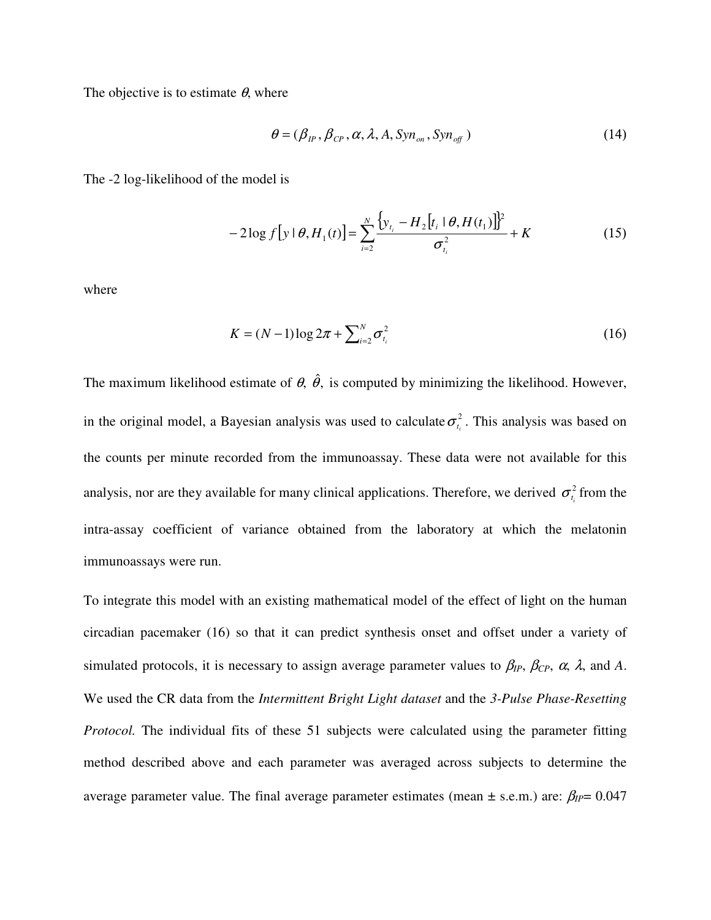The objective is to estimate $\theta$, where

$$\theta = (\beta_{IP}, \beta_{CP}, \alpha, \lambda, A, Syn_{on}, Syn_{off}) \tag{14}$$

The -2 log-likelihood of the model is

$$-2\log f\left[y \mid \theta, H_1(t)\right] = \sum_{i=2}^{N} \frac{\left\{y_{t_i} - H_2\left[t_i \mid \theta, H(t_1)\right]\right\}^2}{\sigma_{t_i}^2} + K \tag{15}$$

where

$$K = (N-1)\log 2\pi + \sum_{i=2}^{N} \sigma_{t_i}^2 \tag{16}$$

The maximum likelihood estimate of $\theta$, $\hat{\theta}$, is computed by minimizing the likelihood. However, in the original model, a Bayesian analysis was used to calculate $\sigma_{t_i}^2$. This analysis was based on the counts per minute recorded from the immunoassay. These data were not available for this analysis, nor are they available for many clinical applications. Therefore, we derived $\sigma_{t_i}^2$ from the intra-assay coefficient of variance obtained from the laboratory at which the melatonin immunoassays were run.

To integrate this model with an existing mathematical model of the effect of light on the human circadian pacemaker (16) so that it can predict synthesis onset and offset under a variety of simulated protocols, it is necessary to assign average parameter values to $\beta_{IP}$, $\beta_{CP}$, $\alpha$, $\lambda$, and $A$. We used the CR data from the *Intermittent Bright Light dataset* and the *3-Pulse Phase-Resetting Protocol.* The individual fits of these 51 subjects were calculated using the parameter fitting method described above and each parameter was averaged across subjects to determine the average parameter value. The final average parameter estimates (mean ± s.e.m.) are: $\beta_{IP}$= 0.047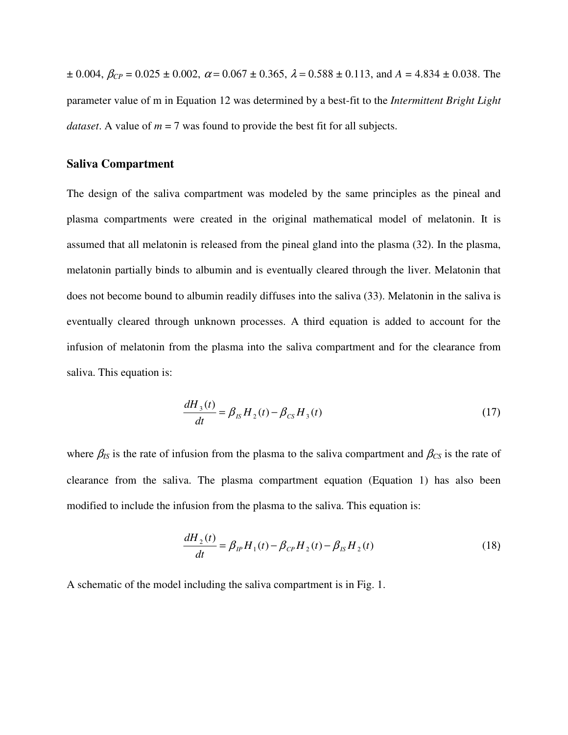± 0.004, $\beta_{CP}$ = 0.025 ± 0.002, $\alpha$ = 0.067 ± 0.365, $\lambda$ = 0.588 ± 0.113, and $A$ = 4.834 ± 0.038. The parameter value of m in Equation 12 was determined by a best-fit to the *Intermittent Bright Light dataset*. A value of $m$ = 7 was found to provide the best fit for all subjects.

### Saliva Compartment

The design of the saliva compartment was modeled by the same principles as the pineal and plasma compartments were created in the original mathematical model of melatonin. It is assumed that all melatonin is released from the pineal gland into the plasma (32). In the plasma, melatonin partially binds to albumin and is eventually cleared through the liver. Melatonin that does not become bound to albumin readily diffuses into the saliva (33). Melatonin in the saliva is eventually cleared through unknown processes. A third equation is added to account for the infusion of melatonin from the plasma into the saliva compartment and for the clearance from saliva. This equation is:

$$\frac{dH_3(t)}{dt} = \beta_{IS} H_2(t) - \beta_{CS} H_3(t) \tag{17}$$

where $\beta_{IS}$ is the rate of infusion from the plasma to the saliva compartment and $\beta_{CS}$ is the rate of clearance from the saliva. The plasma compartment equation (Equation 1) has also been modified to include the infusion from the plasma to the saliva. This equation is:

$$\frac{dH_2(t)}{dt} = \beta_{IP} H_1(t) - \beta_{CP} H_2(t) - \beta_{IS} H_2(t) \tag{18}$$

A schematic of the model including the saliva compartment is in Fig. 1.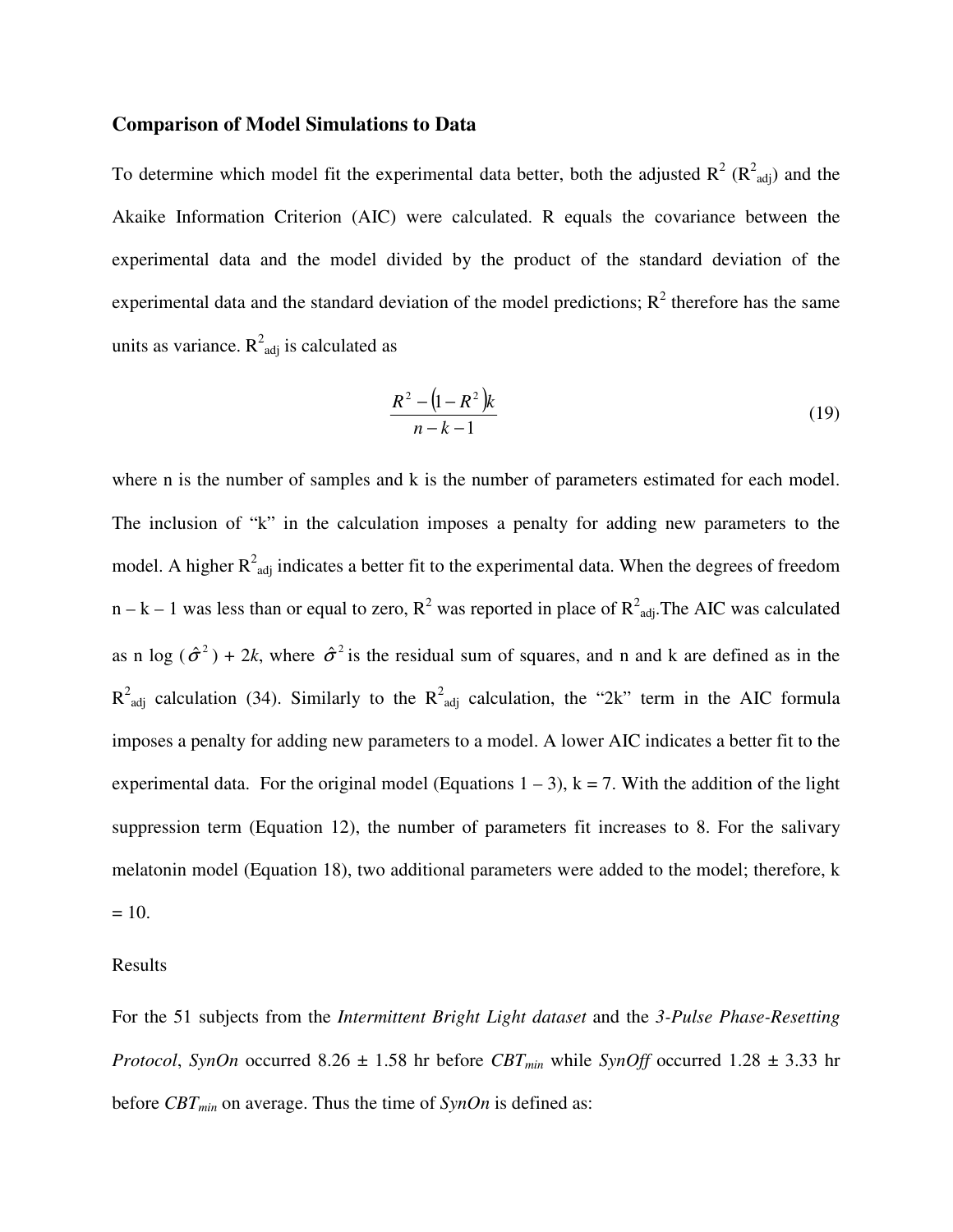### Comparison of Model Simulations to Data

To determine which model fit the experimental data better, both the adjusted $R^2$ ($R^2_{adj}$) and the Akaike Information Criterion (AIC) were calculated. R equals the covariance between the experimental data and the model divided by the product of the standard deviation of the experimental data and the standard deviation of the model predictions; $R^2$ therefore has the same units as variance. $R^2_{adj}$ is calculated as

$$\frac{R^2 - (1 - R^2)k}{n - k - 1} \tag{19}$$

where n is the number of samples and k is the number of parameters estimated for each model. The inclusion of "k" in the calculation imposes a penalty for adding new parameters to the model. A higher $R^2_{adj}$ indicates a better fit to the experimental data. When the degrees of freedom $n - k - 1$ was less than or equal to zero, $R^2$ was reported in place of $R^2_{adj}$. The AIC was calculated as $n \log(\hat{\sigma}^2) + 2k$, where $\hat{\sigma}^2$ is the residual sum of squares, and n and k are defined as in the $R^2_{adj}$ calculation (34). Similarly to the $R^2_{adj}$ calculation, the "2k" term in the AIC formula imposes a penalty for adding new parameters to a model. A lower AIC indicates a better fit to the experimental data. For the original model (Equations 1 – 3), k = 7. With the addition of the light suppression term (Equation 12), the number of parameters fit increases to 8. For the salivary melatonin model (Equation 18), two additional parameters were added to the model; therefore, k = 10.

Results

For the 51 subjects from the *Intermittent Bright Light dataset* and the *3-Pulse Phase-Resetting Protocol*, *SynOn* occurred 8.26 ± 1.58 hr before $CBT_{min}$ while *SynOff* occurred 1.28 ± 3.33 hr before $CBT_{min}$ on average. Thus the time of *SynOn* is defined as: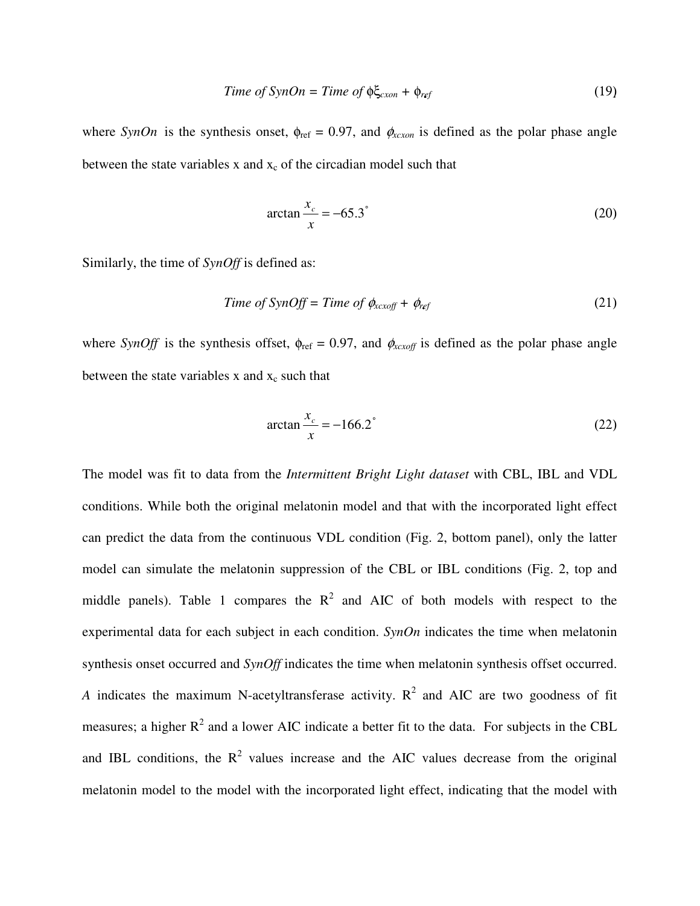$$Time\ of\ SynOn = Time\ of\ \phi\xi_{cxon} + \phi_{ref} \tag{19}$$

where *SynOn* is the synthesis onset, $\phi_{ref}$ = 0.97, and $\phi_{xcxon}$ is defined as the polar phase angle between the state variables x and $x_c$ of the circadian model such that

$$\arctan\frac{x_c}{x} = -65.3^{\circ} \tag{20}$$

Similarly, the time of *SynOff* is defined as:

$$Time\ of\ SynOff = Time\ of\ \phi_{xcxoff} + \phi_{ref} \tag{21}$$

where *SynOff* is the synthesis offset, $\phi_{ref}$ = 0.97, and $\phi_{xcxoff}$ is defined as the polar phase angle between the state variables x and $x_c$ such that

$$\arctan\frac{x_c}{x} = -166.2^{\circ} \tag{22}$$

The model was fit to data from the *Intermittent Bright Light dataset* with CBL, IBL and VDL conditions. While both the original melatonin model and that with the incorporated light effect can predict the data from the continuous VDL condition (Fig. 2, bottom panel), only the latter model can simulate the melatonin suppression of the CBL or IBL conditions (Fig. 2, top and middle panels). Table 1 compares the $R^2$ and AIC of both models with respect to the experimental data for each subject in each condition. *SynOn* indicates the time when melatonin synthesis onset occurred and *SynOff* indicates the time when melatonin synthesis offset occurred. *A* indicates the maximum N-acetyltransferase activity. $R^2$ and AIC are two goodness of fit measures; a higher $R^2$ and a lower AIC indicate a better fit to the data. For subjects in the CBL and IBL conditions, the $R^2$ values increase and the AIC values decrease from the original melatonin model to the model with the incorporated light effect, indicating that the model with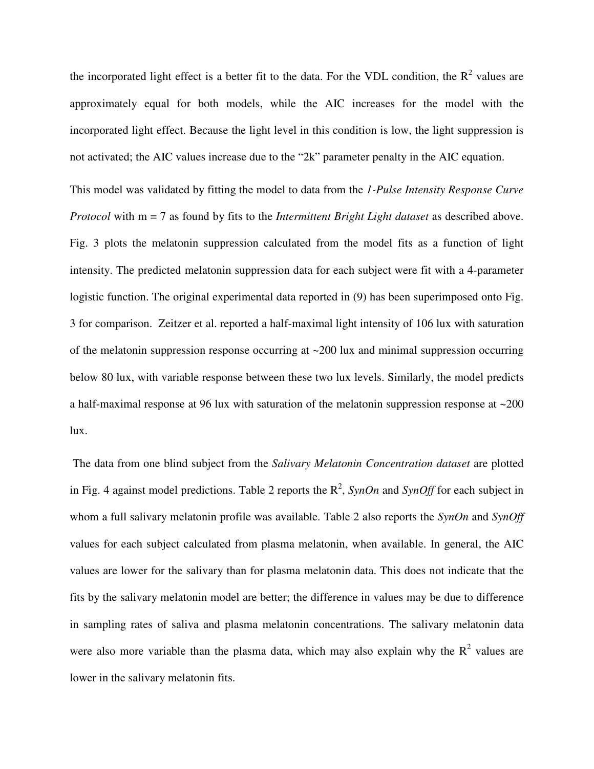the incorporated light effect is a better fit to the data. For the VDL condition, the $R^2$ values are approximately equal for both models, while the AIC increases for the model with the incorporated light effect. Because the light level in this condition is low, the light suppression is not activated; the AIC values increase due to the "2k" parameter penalty in the AIC equation.

This model was validated by fitting the model to data from the *1-Pulse Intensity Response Curve Protocol* with m = 7 as found by fits to the *Intermittent Bright Light dataset* as described above. Fig. 3 plots the melatonin suppression calculated from the model fits as a function of light intensity. The predicted melatonin suppression data for each subject were fit with a 4-parameter logistic function. The original experimental data reported in (9) has been superimposed onto Fig. 3 for comparison. Zeitzer et al. reported a half-maximal light intensity of 106 lux with saturation of the melatonin suppression response occurring at ~200 lux and minimal suppression occurring below 80 lux, with variable response between these two lux levels. Similarly, the model predicts a half-maximal response at 96 lux with saturation of the melatonin suppression response at ~200 lux.

The data from one blind subject from the *Salivary Melatonin Concentration dataset* are plotted in Fig. 4 against model predictions. Table 2 reports the $R^2$, *SynOn* and *SynOff* for each subject in whom a full salivary melatonin profile was available. Table 2 also reports the *SynOn* and *SynOff* values for each subject calculated from plasma melatonin, when available. In general, the AIC values are lower for the salivary than for plasma melatonin data. This does not indicate that the fits by the salivary melatonin model are better; the difference in values may be due to difference in sampling rates of saliva and plasma melatonin concentrations. The salivary melatonin data were also more variable than the plasma data, which may also explain why the $R^2$ values are lower in the salivary melatonin fits.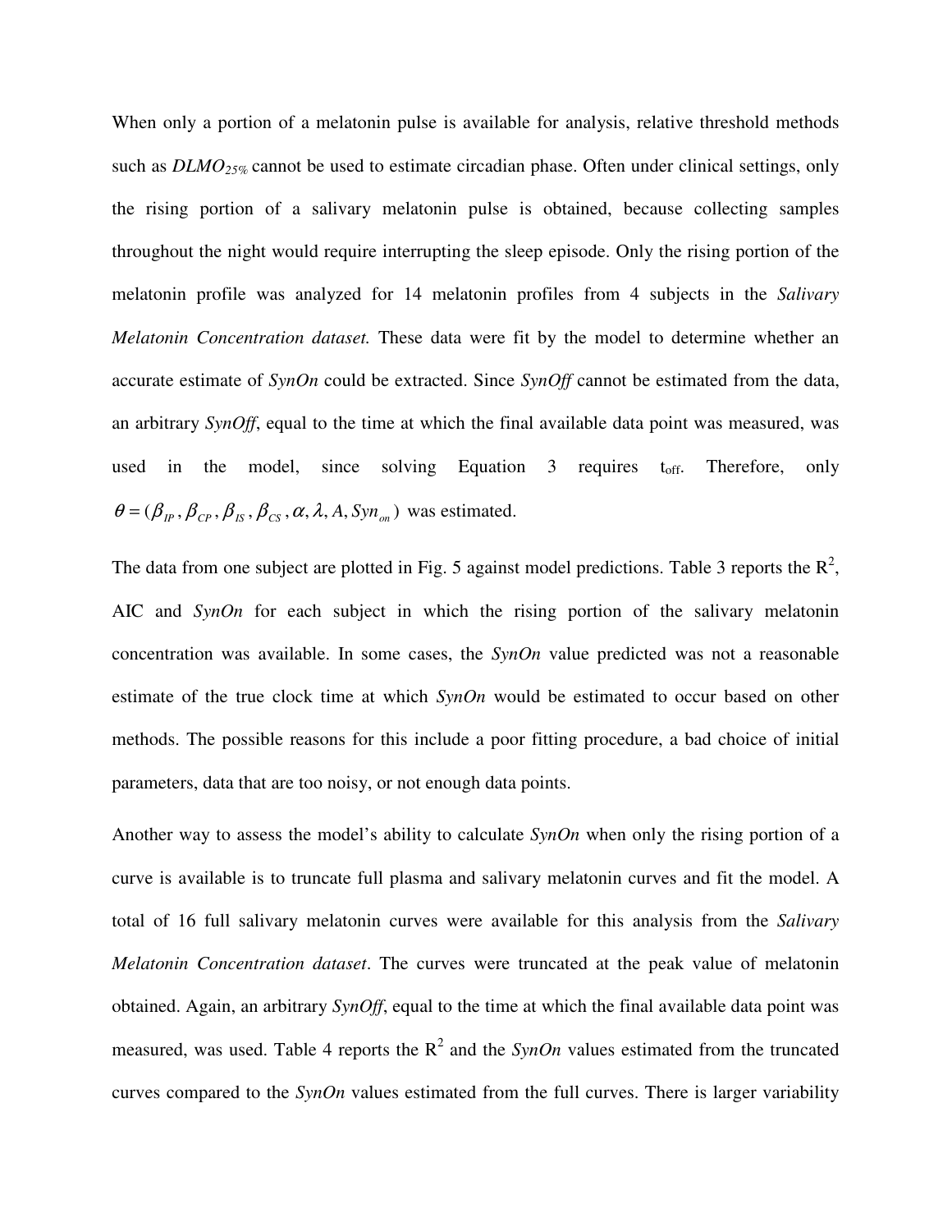When only a portion of a melatonin pulse is available for analysis, relative threshold methods such as $DLMO_{25\%}$ cannot be used to estimate circadian phase. Often under clinical settings, only the rising portion of a salivary melatonin pulse is obtained, because collecting samples throughout the night would require interrupting the sleep episode. Only the rising portion of the melatonin profile was analyzed for 14 melatonin profiles from 4 subjects in the *Salivary Melatonin Concentration dataset.* These data were fit by the model to determine whether an accurate estimate of *SynOn* could be extracted. Since *SynOff* cannot be estimated from the data, an arbitrary *SynOff*, equal to the time at which the final available data point was measured, was used in the model, since solving Equation 3 requires $t_{off}$. Therefore, only $\theta = (\beta_{IP}, \beta_{CP}, \beta_{IS}, \beta_{CS}, \alpha, \lambda, A, Syn_{on})$ was estimated.

The data from one subject are plotted in Fig. 5 against model predictions. Table 3 reports the $R^2$, AIC and *SynOn* for each subject in which the rising portion of the salivary melatonin concentration was available. In some cases, the *SynOn* value predicted was not a reasonable estimate of the true clock time at which *SynOn* would be estimated to occur based on other methods. The possible reasons for this include a poor fitting procedure, a bad choice of initial parameters, data that are too noisy, or not enough data points.

Another way to assess the model's ability to calculate *SynOn* when only the rising portion of a curve is available is to truncate full plasma and salivary melatonin curves and fit the model. A total of 16 full salivary melatonin curves were available for this analysis from the *Salivary Melatonin Concentration dataset*. The curves were truncated at the peak value of melatonin obtained. Again, an arbitrary *SynOff*, equal to the time at which the final available data point was measured, was used. Table 4 reports the $R^2$ and the *SynOn* values estimated from the truncated curves compared to the *SynOn* values estimated from the full curves. There is larger variability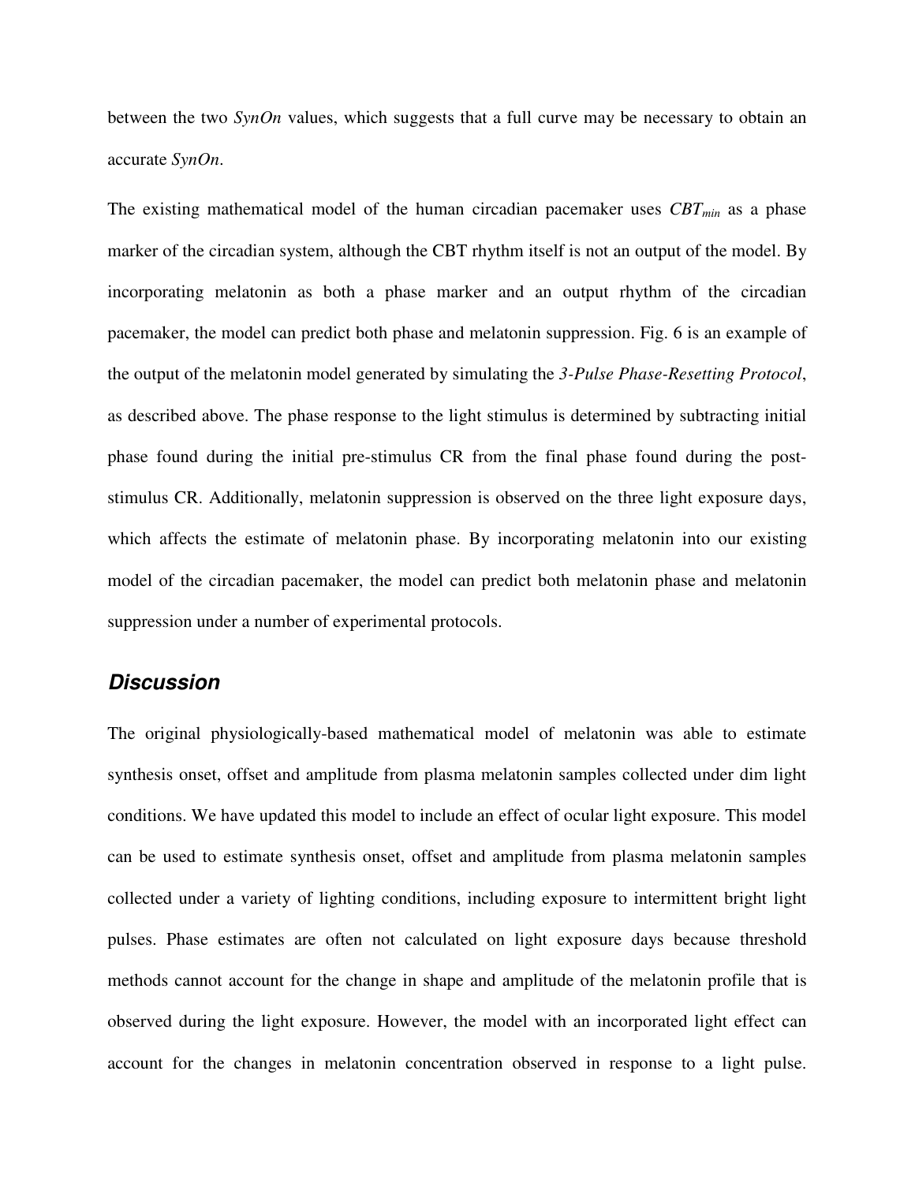between the two *SynOn* values, which suggests that a full curve may be necessary to obtain an accurate *SynOn*.

The existing mathematical model of the human circadian pacemaker uses $CBT_{min}$ as a phase marker of the circadian system, although the CBT rhythm itself is not an output of the model. By incorporating melatonin as both a phase marker and an output rhythm of the circadian pacemaker, the model can predict both phase and melatonin suppression. Fig. 6 is an example of the output of the melatonin model generated by simulating the *3-Pulse Phase-Resetting Protocol*, as described above. The phase response to the light stimulus is determined by subtracting initial phase found during the initial pre-stimulus CR from the final phase found during the post-stimulus CR. Additionally, melatonin suppression is observed on the three light exposure days, which affects the estimate of melatonin phase. By incorporating melatonin into our existing model of the circadian pacemaker, the model can predict both melatonin phase and melatonin suppression under a number of experimental protocols.

## Discussion

The original physiologically-based mathematical model of melatonin was able to estimate synthesis onset, offset and amplitude from plasma melatonin samples collected under dim light conditions. We have updated this model to include an effect of ocular light exposure. This model can be used to estimate synthesis onset, offset and amplitude from plasma melatonin samples collected under a variety of lighting conditions, including exposure to intermittent bright light pulses. Phase estimates are often not calculated on light exposure days because threshold methods cannot account for the change in shape and amplitude of the melatonin profile that is observed during the light exposure. However, the model with an incorporated light effect can account for the changes in melatonin concentration observed in response to a light pulse.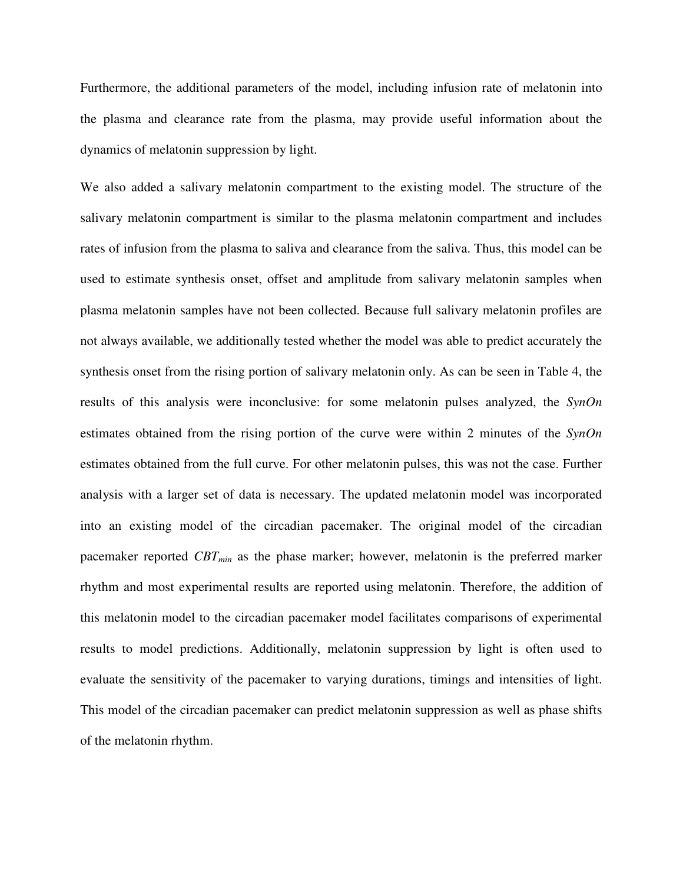Furthermore, the additional parameters of the model, including infusion rate of melatonin into the plasma and clearance rate from the plasma, may provide useful information about the dynamics of melatonin suppression by light.

We also added a salivary melatonin compartment to the existing model. The structure of the salivary melatonin compartment is similar to the plasma melatonin compartment and includes rates of infusion from the plasma to saliva and clearance from the saliva. Thus, this model can be used to estimate synthesis onset, offset and amplitude from salivary melatonin samples when plasma melatonin samples have not been collected. Because full salivary melatonin profiles are not always available, we additionally tested whether the model was able to predict accurately the synthesis onset from the rising portion of salivary melatonin only. As can be seen in Table 4, the results of this analysis were inconclusive: for some melatonin pulses analyzed, the *SynOn* estimates obtained from the rising portion of the curve were within 2 minutes of the *SynOn* estimates obtained from the full curve. For other melatonin pulses, this was not the case. Further analysis with a larger set of data is necessary. The updated melatonin model was incorporated into an existing model of the circadian pacemaker. The original model of the circadian pacemaker reported $CBT_{min}$ as the phase marker; however, melatonin is the preferred marker rhythm and most experimental results are reported using melatonin. Therefore, the addition of this melatonin model to the circadian pacemaker model facilitates comparisons of experimental results to model predictions. Additionally, melatonin suppression by light is often used to evaluate the sensitivity of the pacemaker to varying durations, timings and intensities of light. This model of the circadian pacemaker can predict melatonin suppression as well as phase shifts of the melatonin rhythm.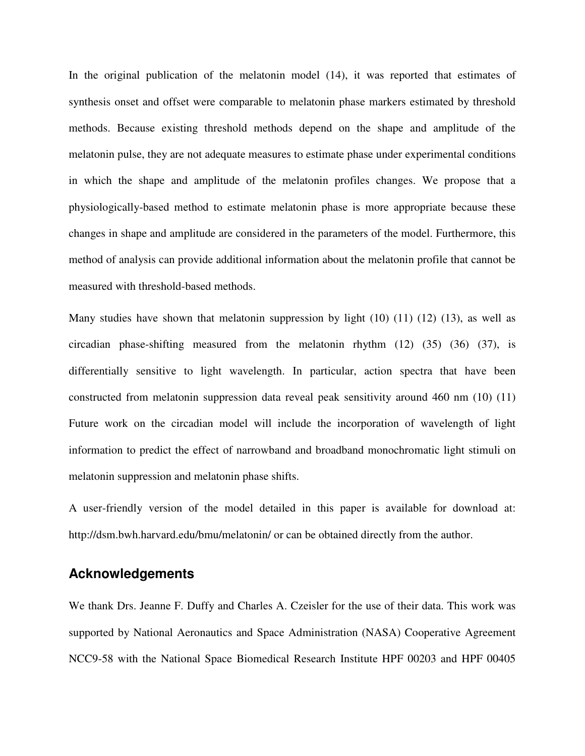In the original publication of the melatonin model (14), it was reported that estimates of synthesis onset and offset were comparable to melatonin phase markers estimated by threshold methods. Because existing threshold methods depend on the shape and amplitude of the melatonin pulse, they are not adequate measures to estimate phase under experimental conditions in which the shape and amplitude of the melatonin profiles changes. We propose that a physiologically-based method to estimate melatonin phase is more appropriate because these changes in shape and amplitude are considered in the parameters of the model. Furthermore, this method of analysis can provide additional information about the melatonin profile that cannot be measured with threshold-based methods.

Many studies have shown that melatonin suppression by light (10) (11) (12) (13), as well as circadian phase-shifting measured from the melatonin rhythm (12) (35) (36) (37), is differentially sensitive to light wavelength. In particular, action spectra that have been constructed from melatonin suppression data reveal peak sensitivity around 460 nm (10) (11) Future work on the circadian model will include the incorporation of wavelength of light information to predict the effect of narrowband and broadband monochromatic light stimuli on melatonin suppression and melatonin phase shifts.

A user-friendly version of the model detailed in this paper is available for download at: http://dsm.bwh.harvard.edu/bmu/melatonin/ or can be obtained directly from the author.

## Acknowledgements

We thank Drs. Jeanne F. Duffy and Charles A. Czeisler for the use of their data. This work was supported by National Aeronautics and Space Administration (NASA) Cooperative Agreement NCC9-58 with the National Space Biomedical Research Institute HPF 00203 and HPF 00405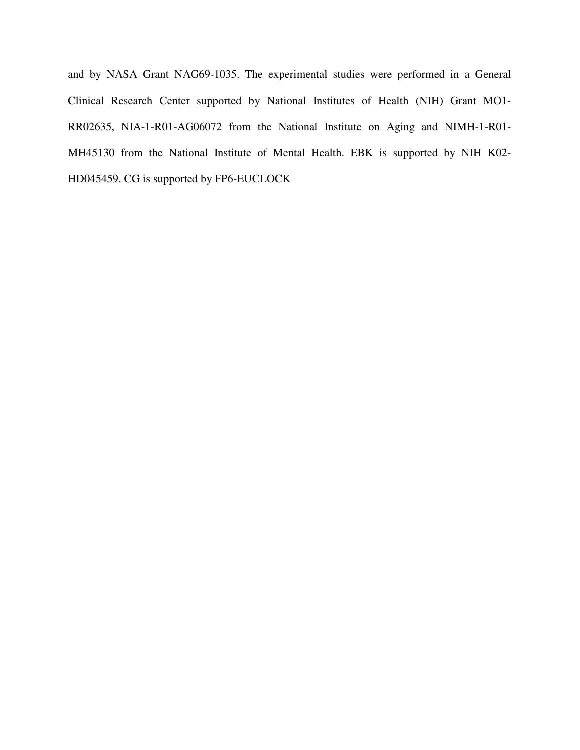and by NASA Grant NAG69-1035. The experimental studies were performed in a General Clinical Research Center supported by National Institutes of Health (NIH) Grant MO1-RR02635, NIA-1-R01-AG06072 from the National Institute on Aging and NIMH-1-R01-MH45130 from the National Institute of Mental Health. EBK is supported by NIH K02-HD045459. CG is supported by FP6-EUCLOCK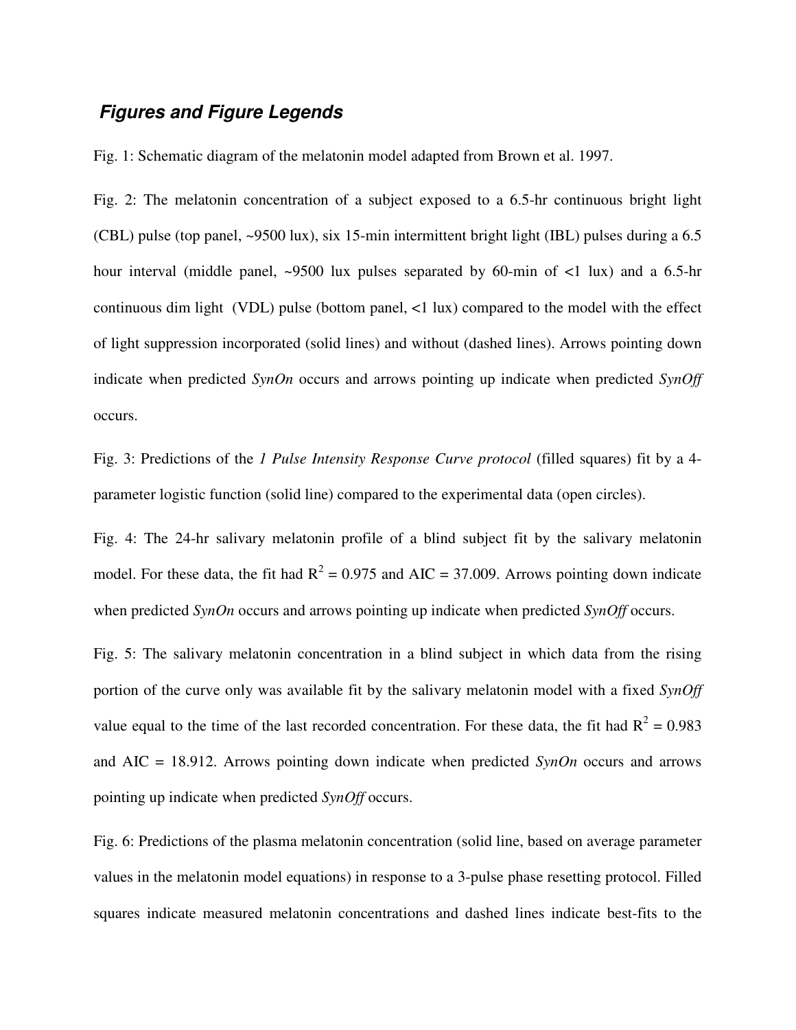## *Figures and Figure Legends*

Fig. 1: Schematic diagram of the melatonin model adapted from Brown et al. 1997.

Fig. 2: The melatonin concentration of a subject exposed to a 6.5-hr continuous bright light (CBL) pulse (top panel, ~9500 lux), six 15-min intermittent bright light (IBL) pulses during a 6.5 hour interval (middle panel, ~9500 lux pulses separated by 60-min of <1 lux) and a 6.5-hr continuous dim light (VDL) pulse (bottom panel, <1 lux) compared to the model with the effect of light suppression incorporated (solid lines) and without (dashed lines). Arrows pointing down indicate when predicted *SynOn* occurs and arrows pointing up indicate when predicted *SynOff* occurs.

Fig. 3: Predictions of the *1 Pulse Intensity Response Curve protocol* (filled squares) fit by a 4-parameter logistic function (solid line) compared to the experimental data (open circles).

Fig. 4: The 24-hr salivary melatonin profile of a blind subject fit by the salivary melatonin model. For these data, the fit had $R^2 = 0.975$ and AIC = 37.009. Arrows pointing down indicate when predicted *SynOn* occurs and arrows pointing up indicate when predicted *SynOff* occurs.

Fig. 5: The salivary melatonin concentration in a blind subject in which data from the rising portion of the curve only was available fit by the salivary melatonin model with a fixed *SynOff* value equal to the time of the last recorded concentration. For these data, the fit had $R^2 = 0.983$ and AIC = 18.912. Arrows pointing down indicate when predicted *SynOn* occurs and arrows pointing up indicate when predicted *SynOff* occurs.

Fig. 6: Predictions of the plasma melatonin concentration (solid line, based on average parameter values in the melatonin model equations) in response to a 3-pulse phase resetting protocol. Filled squares indicate measured melatonin concentrations and dashed lines indicate best-fits to the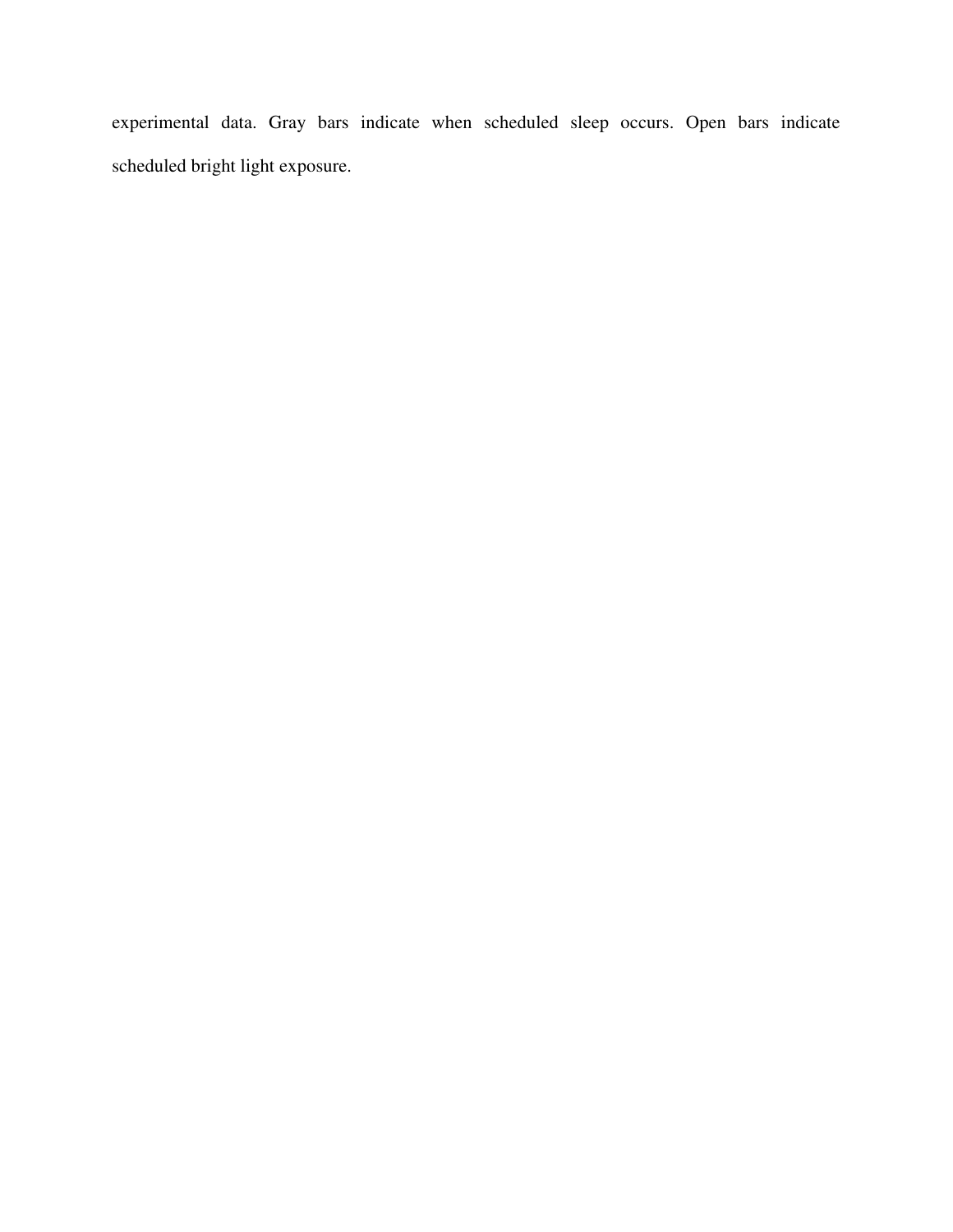experimental data. Gray bars indicate when scheduled sleep occurs. Open bars indicate scheduled bright light exposure.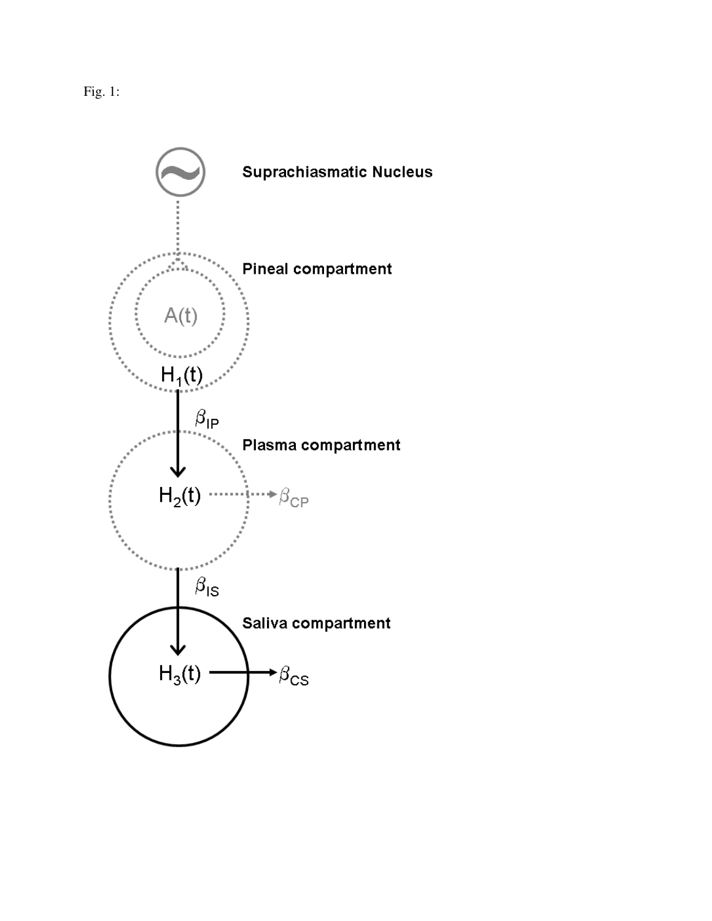Fig. 1:

Suprachiasmatic Nucleus

Pineal compartment

$A(t)$

$H_1(t)$

$\beta_{IP}$

Plasma compartment

$H_2(t)$

$\beta_{CP}$

$\beta_{IS}$

Saliva compartment

$H_3(t)$

$\beta_{CS}$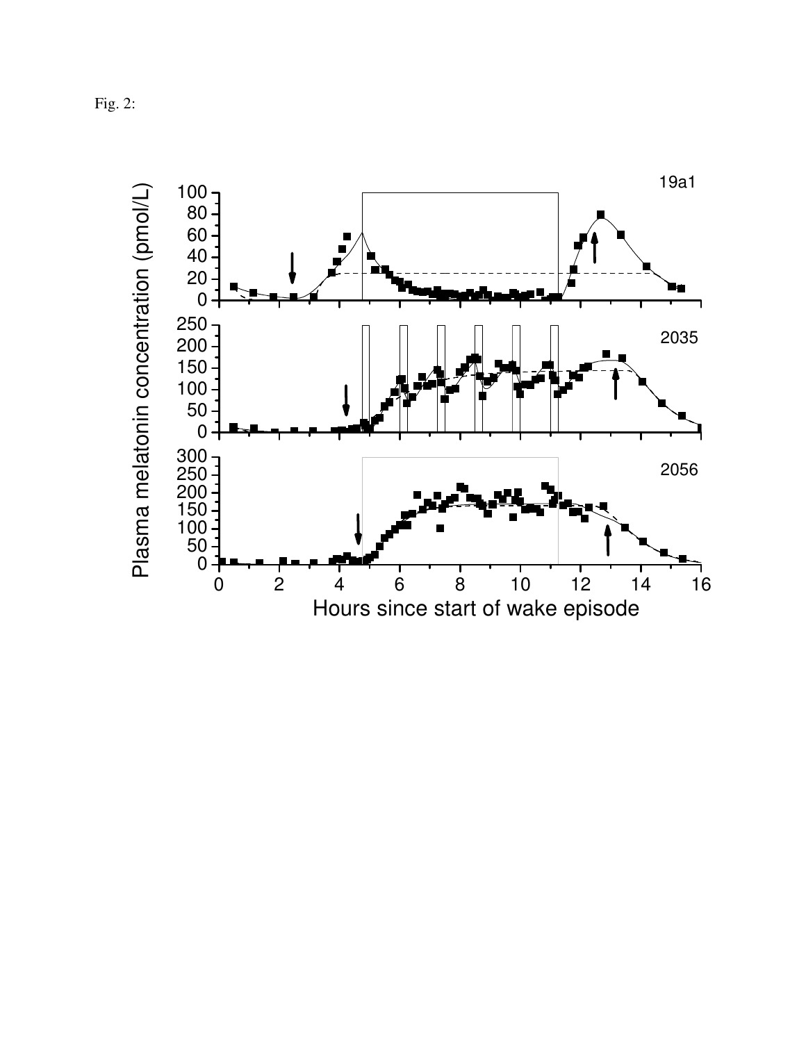Fig. 2: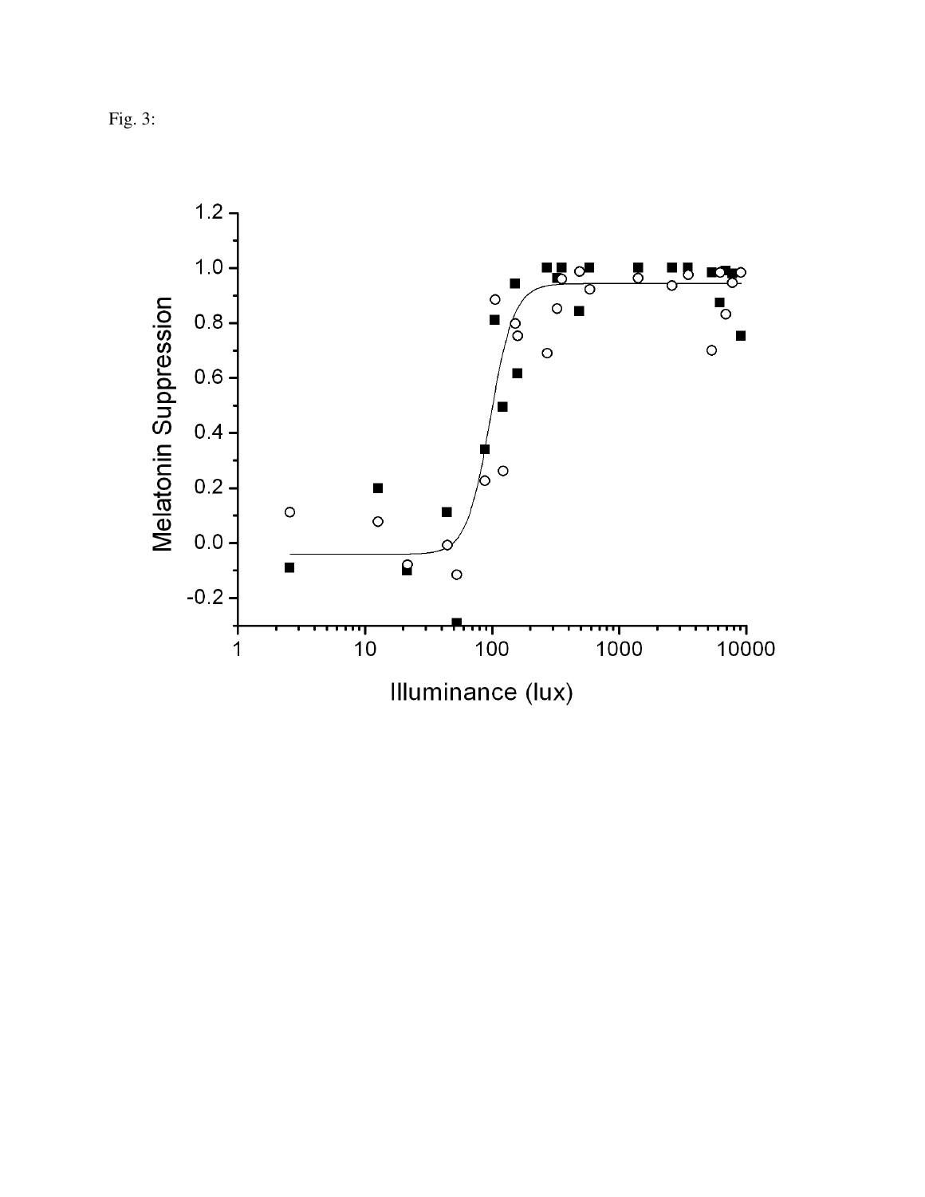Fig. 3: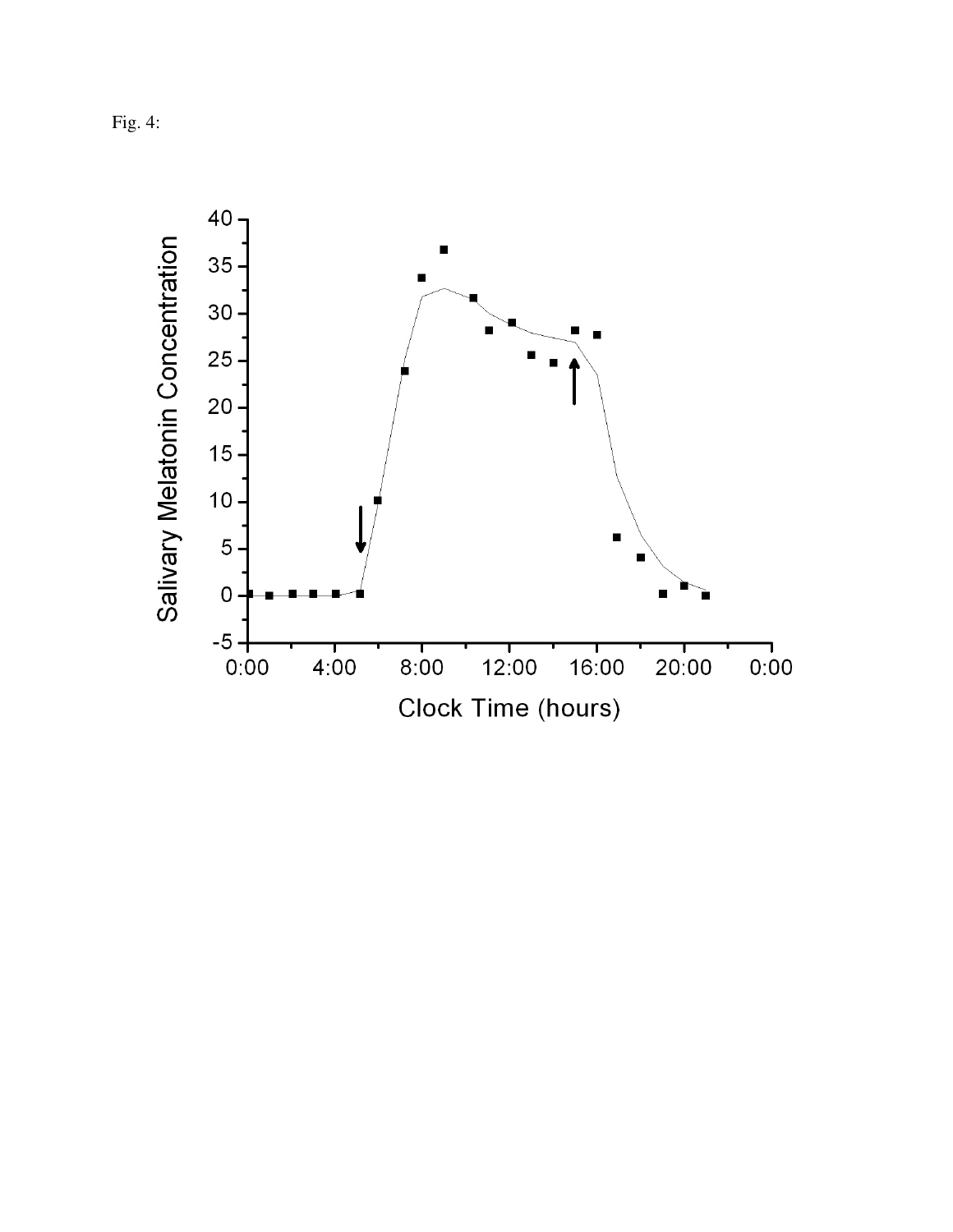Fig. 4: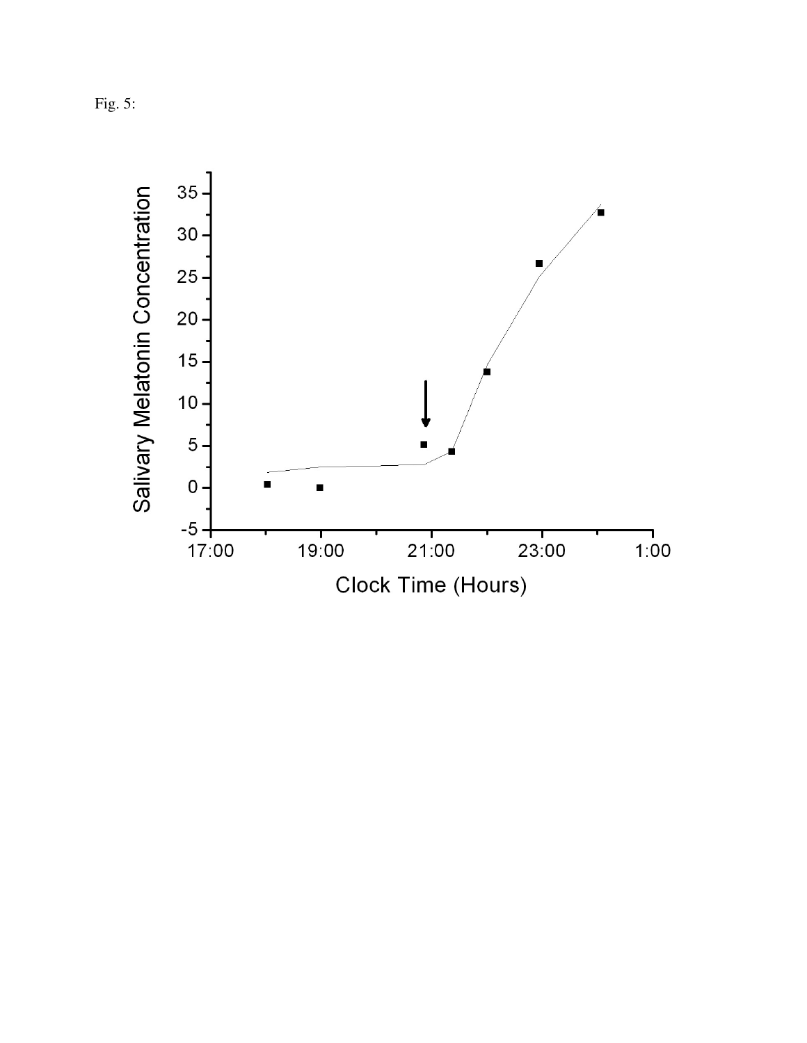Fig. 5: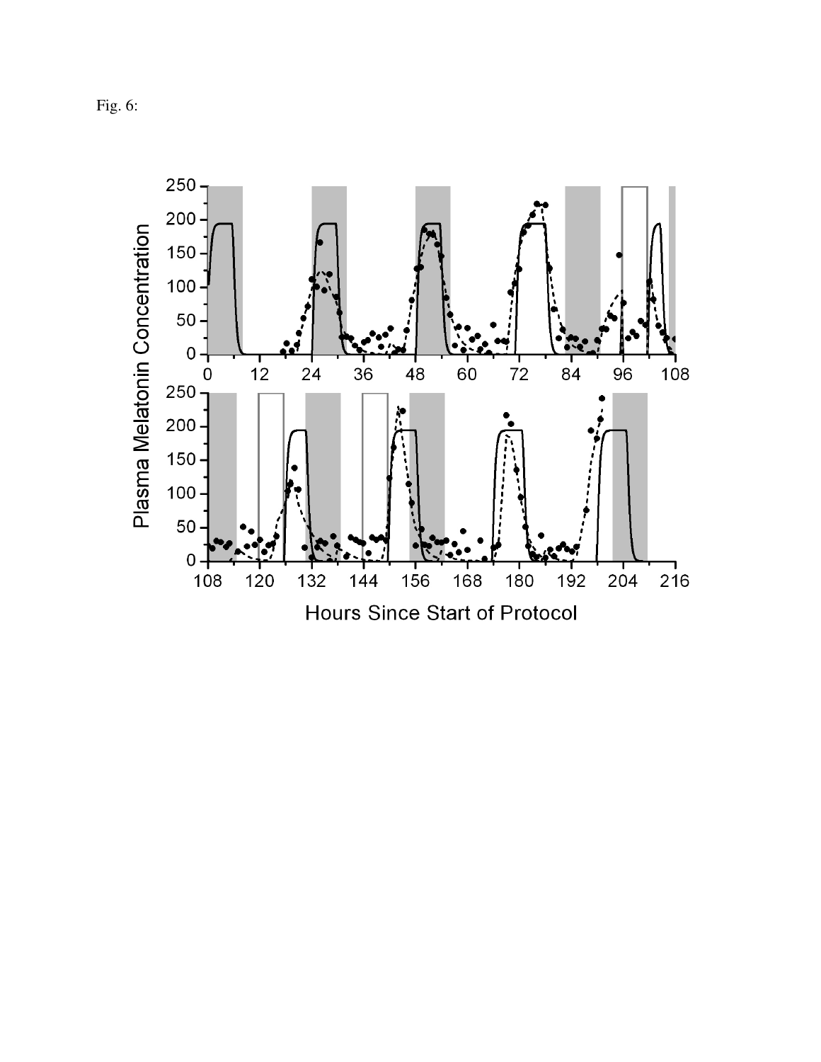Fig. 6: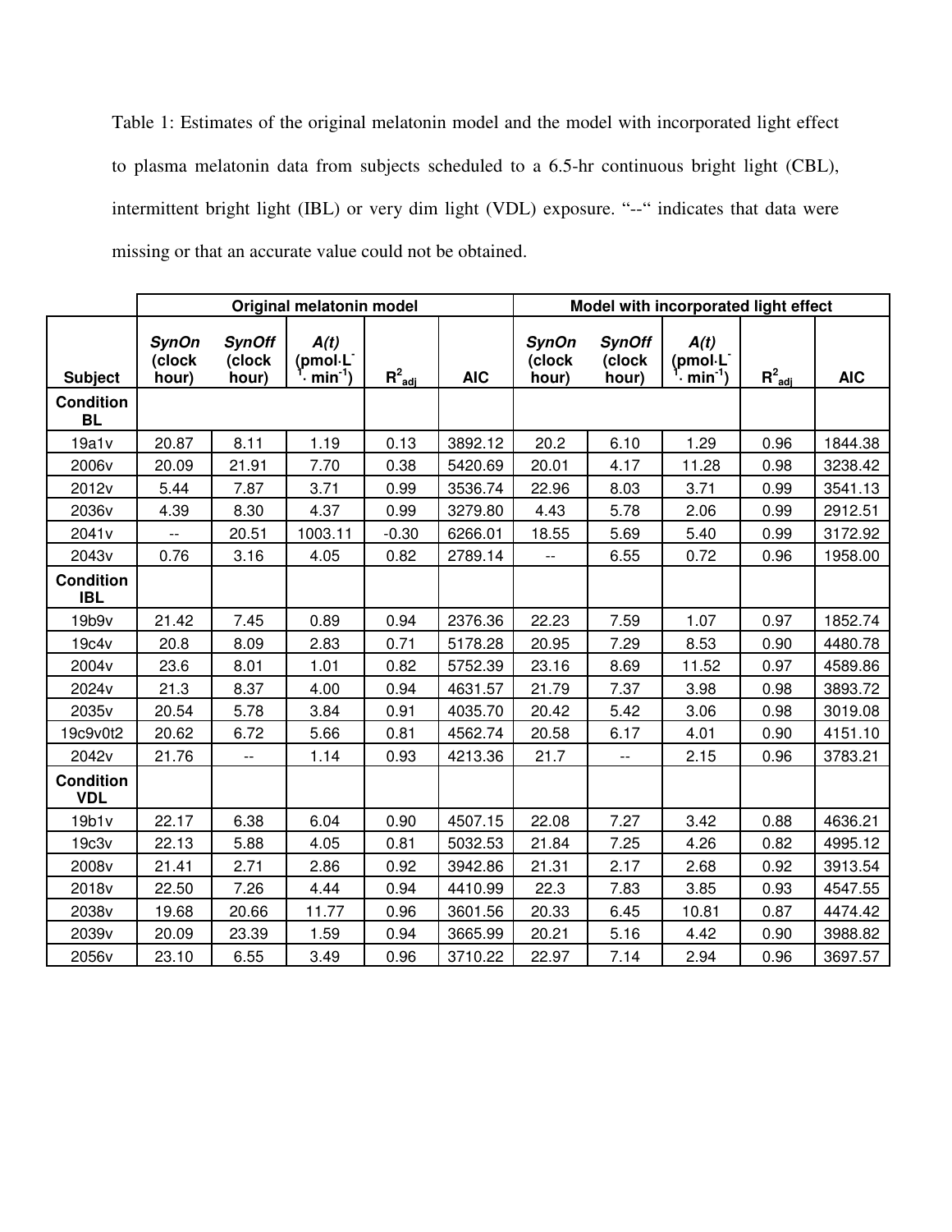Table 1: Estimates of the original melatonin model and the model with incorporated light effect to plasma melatonin data from subjects scheduled to a 6.5-hr continuous bright light (CBL), intermittent bright light (IBL) or very dim light (VDL) exposure. "--" indicates that data were missing or that an accurate value could not be obtained.

| | Original melatonin model | | | | | Model with incorporated light effect | | | | |
|---|---|---|---|---|---|---|---|---|---|---|
| Subject | *SynOn* (clock hour) | *SynOff* (clock hour) | *A(t)* (pmol·L$^{-1}$· min$^{-1}$) | $R^2_{adj}$ | AIC | *SynOn* (clock hour) | *SynOff* (clock hour) | *A(t)* (pmol·L$^{-1}$· min$^{-1}$) | $R^2_{adj}$ | AIC |
| **Condition BL** | | | | | | | | | | |
| 19a1v | 20.87 | 8.11 | 1.19 | 0.13 | 3892.12 | 20.2 | 6.10 | 1.29 | 0.96 | 1844.38 |
| 2006v | 20.09 | 21.91 | 7.70 | 0.38 | 5420.69 | 20.01 | 4.17 | 11.28 | 0.98 | 3238.42 |
| 2012v | 5.44 | 7.87 | 3.71 | 0.99 | 3536.74 | 22.96 | 8.03 | 3.71 | 0.99 | 3541.13 |
| 2036v | 4.39 | 8.30 | 4.37 | 0.99 | 3279.80 | 4.43 | 5.78 | 2.06 | 0.99 | 2912.51 |
| 2041v | -- | 20.51 | 1003.11 | -0.30 | 6266.01 | 18.55 | 5.69 | 5.40 | 0.99 | 3172.92 |
| 2043v | 0.76 | 3.16 | 4.05 | 0.82 | 2789.14 | -- | 6.55 | 0.72 | 0.96 | 1958.00 |
| **Condition IBL** | | | | | | | | | | |
| 19b9v | 21.42 | 7.45 | 0.89 | 0.94 | 2376.36 | 22.23 | 7.59 | 1.07 | 0.97 | 1852.74 |
| 19c4v | 20.8 | 8.09 | 2.83 | 0.71 | 5178.28 | 20.95 | 7.29 | 8.53 | 0.90 | 4480.78 |
| 2004v | 23.6 | 8.01 | 1.01 | 0.82 | 5752.39 | 23.16 | 8.69 | 11.52 | 0.97 | 4589.86 |
| 2024v | 21.3 | 8.37 | 4.00 | 0.94 | 4631.57 | 21.79 | 7.37 | 3.98 | 0.98 | 3893.72 |
| 2035v | 20.54 | 5.78 | 3.84 | 0.91 | 4035.70 | 20.42 | 5.42 | 3.06 | 0.98 | 3019.08 |
| 19c9v0t2 | 20.62 | 6.72 | 5.66 | 0.81 | 4562.74 | 20.58 | 6.17 | 4.01 | 0.90 | 4151.10 |
| 2042v | 21.76 | -- | 1.14 | 0.93 | 4213.36 | 21.7 | -- | 2.15 | 0.96 | 3783.21 |
| **Condition VDL** | | | | | | | | | | |
| 19b1v | 22.17 | 6.38 | 6.04 | 0.90 | 4507.15 | 22.08 | 7.27 | 3.42 | 0.88 | 4636.21 |
| 19c3v | 22.13 | 5.88 | 4.05 | 0.81 | 5032.53 | 21.84 | 7.25 | 4.26 | 0.82 | 4995.12 |
| 2008v | 21.41 | 2.71 | 2.86 | 0.92 | 3942.86 | 21.31 | 2.17 | 2.68 | 0.92 | 3913.54 |
| 2018v | 22.50 | 7.26 | 4.44 | 0.94 | 4410.99 | 22.3 | 7.83 | 3.85 | 0.93 | 4547.55 |
| 2038v | 19.68 | 20.66 | 11.77 | 0.96 | 3601.56 | 20.33 | 6.45 | 10.81 | 0.87 | 4474.42 |
| 2039v | 20.09 | 23.39 | 1.59 | 0.94 | 3665.99 | 20.21 | 5.16 | 4.42 | 0.90 | 3988.82 |
| 2056v | 23.10 | 6.55 | 3.49 | 0.96 | 3710.22 | 22.97 | 7.14 | 2.94 | 0.96 | 3697.57 |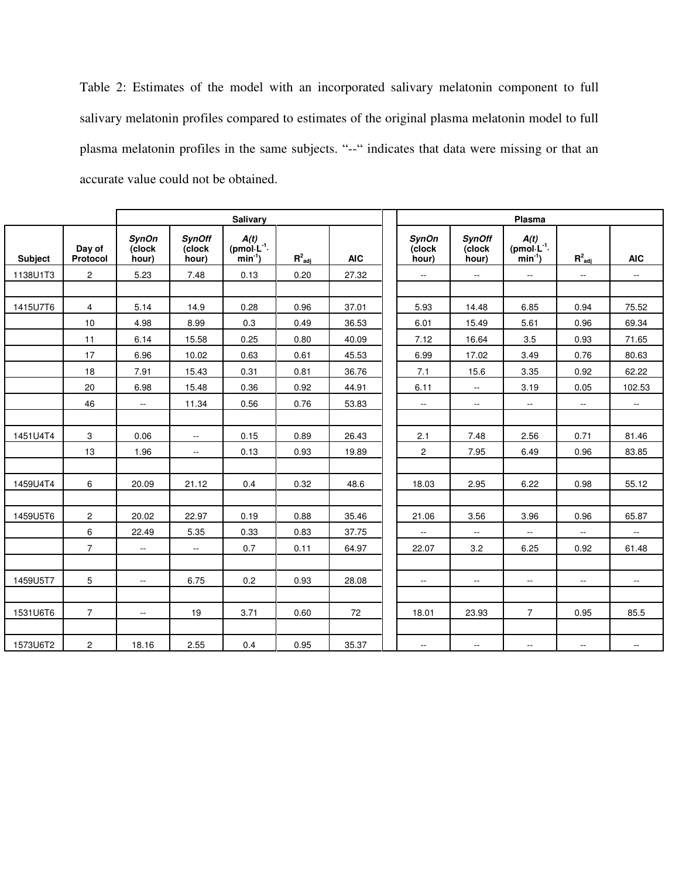Table 2: Estimates of the model with an incorporated salivary melatonin component to full salivary melatonin profiles compared to estimates of the original plasma melatonin model to full plasma melatonin profiles in the same subjects. "--" indicates that data were missing or that an accurate value could not be obtained.

| | | Salivary | | | | | Plasma | | | | |
|---|---|---|---|---|---|---|---|---|---|---|---|
| Subject | Day of Protocol | *SynOn* (clock hour) | *SynOff* (clock hour) | *A(t)* ($pmol \cdot L^{-1} \cdot min^{-1}$) | $R^2_{adj}$ | AIC | *SynOn* (clock hour) | *SynOff* (clock hour) | *A(t)* ($pmol \cdot L^{-1} \cdot min^{-1}$) | $R^2_{adj}$ | AIC |
| 1138U1T3 | 2 | 5.23 | 7.48 | 0.13 | 0.20 | 27.32 | -- | -- | -- | -- | -- |
| | | | | | | | | | | | |
| 1415U7T6 | 4 | 5.14 | 14.9 | 0.28 | 0.96 | 37.01 | 5.93 | 14.48 | 6.85 | 0.94 | 75.52 |
| | 10 | 4.98 | 8.99 | 0.3 | 0.49 | 36.53 | 6.01 | 15.49 | 5.61 | 0.96 | 69.34 |
| | 11 | 6.14 | 15.58 | 0.25 | 0.80 | 40.09 | 7.12 | 16.64 | 3.5 | 0.93 | 71.65 |
| | 17 | 6.96 | 10.02 | 0.63 | 0.61 | 45.53 | 6.99 | 17.02 | 3.49 | 0.76 | 80.63 |
| | 18 | 7.91 | 15.43 | 0.31 | 0.81 | 36.76 | 7.1 | 15.6 | 3.35 | 0.92 | 62.22 |
| | 20 | 6.98 | 15.48 | 0.36 | 0.92 | 44.91 | 6.11 | -- | 3.19 | 0.05 | 102.53 |
| | 46 | -- | 11.34 | 0.56 | 0.76 | 53.83 | -- | -- | -- | -- | -- |
| | | | | | | | | | | | |
| 1451U4T4 | 3 | 0.06 | -- | 0.15 | 0.89 | 26.43 | 2.1 | 7.48 | 2.56 | 0.71 | 81.46 |
| | 13 | 1.96 | -- | 0.13 | 0.93 | 19.89 | 2 | 7.95 | 6.49 | 0.96 | 83.85 |
| | | | | | | | | | | | |
| 1459U4T4 | 6 | 20.09 | 21.12 | 0.4 | 0.32 | 48.6 | 18.03 | 2.95 | 6.22 | 0.98 | 55.12 |
| | | | | | | | | | | | |
| 1459U5T6 | 2 | 20.02 | 22.97 | 0.19 | 0.88 | 35.46 | 21.06 | 3.56 | 3.96 | 0.96 | 65.87 |
| | 6 | 22.49 | 5.35 | 0.33 | 0.83 | 37.75 | -- | -- | -- | -- | -- |
| | 7 | -- | -- | 0.7 | 0.11 | 64.97 | 22.07 | 3.2 | 6.25 | 0.92 | 61.48 |
| | | | | | | | | | | | |
| 1459U5T7 | 5 | -- | 6.75 | 0.2 | 0.93 | 28.08 | -- | -- | -- | -- | -- |
| | | | | | | | | | | | |
| 1531U6T6 | 7 | -- | 19 | 3.71 | 0.60 | 72 | 18.01 | 23.93 | 7 | 0.95 | 85.5 |
| | | | | | | | | | | | |
| 1573U6T2 | 2 | 18.16 | 2.55 | 0.4 | 0.95 | 35.37 | -- | -- | -- | -- | -- |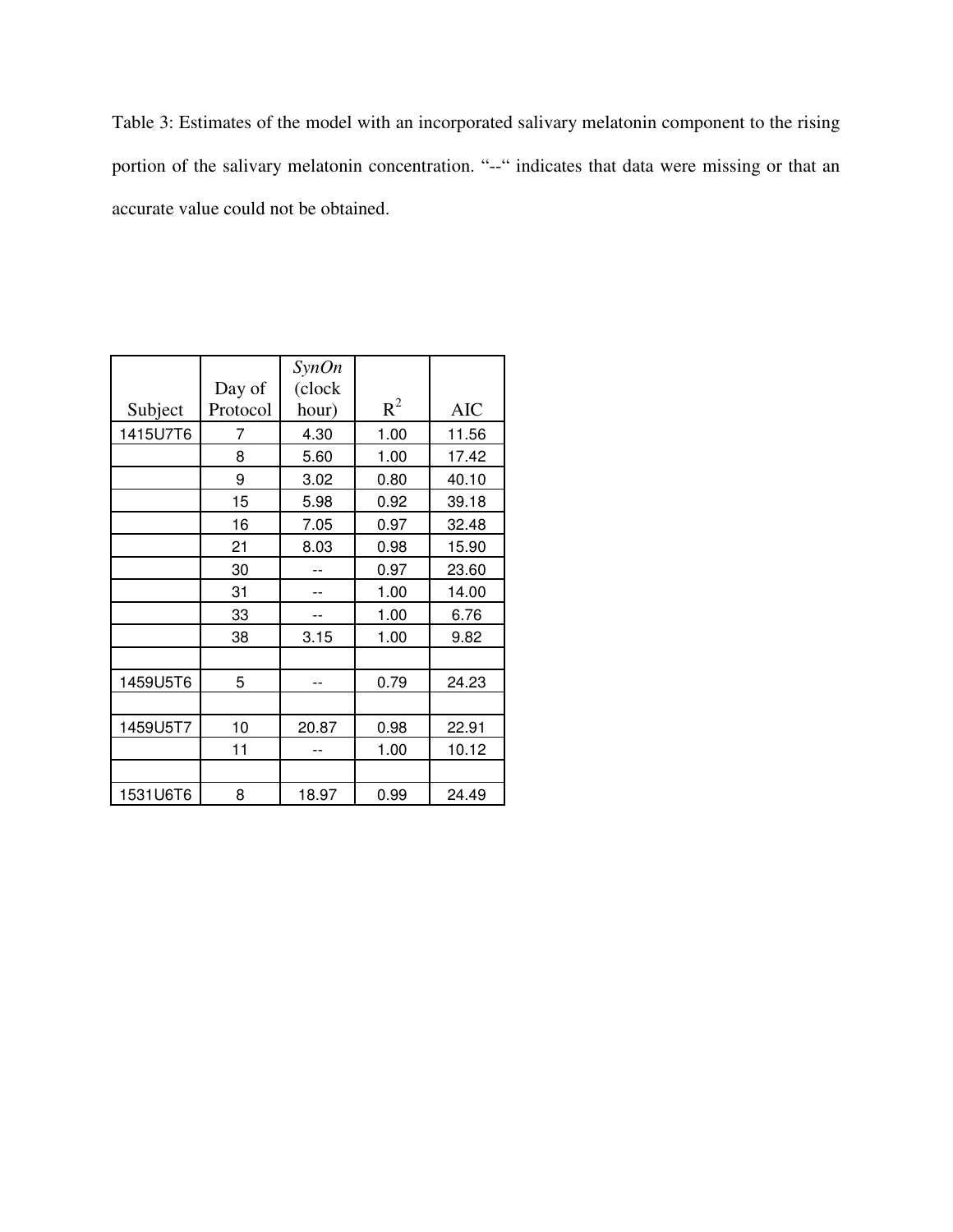Table 3: Estimates of the model with an incorporated salivary melatonin component to the rising portion of the salivary melatonin concentration. "--" indicates that data were missing or that an accurate value could not be obtained.

| Subject | Day of Protocol | *SynOn* (clock hour) | $R^2$ | AIC |
|---|---|---|---|---|
| 1415U7T6 | 7 | 4.30 | 1.00 | 11.56 |
| | 8 | 5.60 | 1.00 | 17.42 |
| | 9 | 3.02 | 0.80 | 40.10 |
| | 15 | 5.98 | 0.92 | 39.18 |
| | 16 | 7.05 | 0.97 | 32.48 |
| | 21 | 8.03 | 0.98 | 15.90 |
| | 30 | -- | 0.97 | 23.60 |
| | 31 | -- | 1.00 | 14.00 |
| | 33 | -- | 1.00 | 6.76 |
| | 38 | 3.15 | 1.00 | 9.82 |
| | | | | |
| 1459U5T6 | 5 | -- | 0.79 | 24.23 |
| | | | | |
| 1459U5T7 | 10 | 20.87 | 0.98 | 22.91 |
| | 11 | -- | 1.00 | 10.12 |
| | | | | |
| 1531U6T6 | 8 | 18.97 | 0.99 | 24.49 |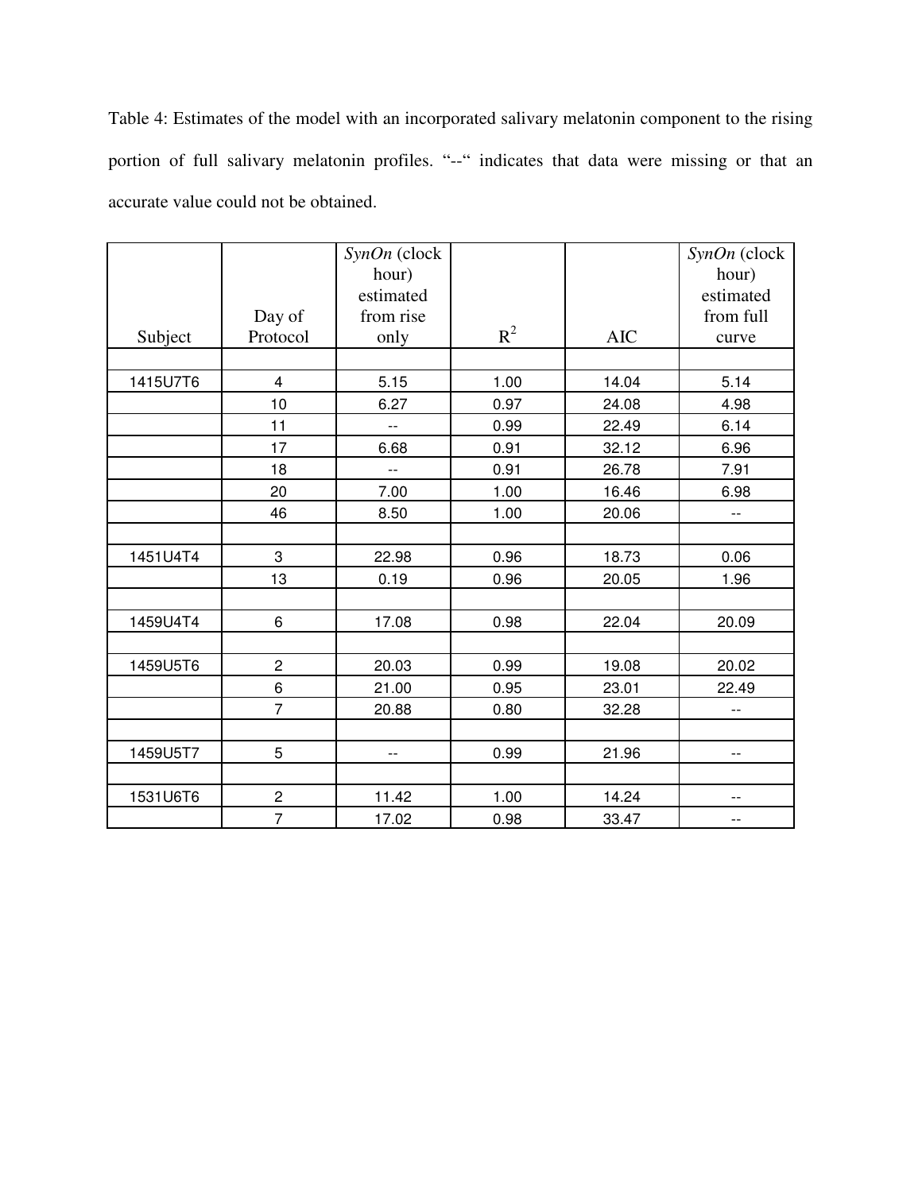Table 4: Estimates of the model with an incorporated salivary melatonin component to the rising portion of full salivary melatonin profiles. "--" indicates that data were missing or that an accurate value could not be obtained.

| Subject | Day of Protocol | *SynOn* (clock hour) estimated from rise only | $R^2$ | AIC | *SynOn* (clock hour) estimated from full curve |
|---|---|---|---|---|---|
| | | | | | |
| 1415U7T6 | 4 | 5.15 | 1.00 | 14.04 | 5.14 |
| | 10 | 6.27 | 0.97 | 24.08 | 4.98 |
| | 11 | -- | 0.99 | 22.49 | 6.14 |
| | 17 | 6.68 | 0.91 | 32.12 | 6.96 |
| | 18 | -- | 0.91 | 26.78 | 7.91 |
| | 20 | 7.00 | 1.00 | 16.46 | 6.98 |
| | 46 | 8.50 | 1.00 | 20.06 | -- |
| | | | | | |
| 1451U4T4 | 3 | 22.98 | 0.96 | 18.73 | 0.06 |
| | 13 | 0.19 | 0.96 | 20.05 | 1.96 |
| | | | | | |
| 1459U4T4 | 6 | 17.08 | 0.98 | 22.04 | 20.09 |
| | | | | | |
| 1459U5T6 | 2 | 20.03 | 0.99 | 19.08 | 20.02 |
| | 6 | 21.00 | 0.95 | 23.01 | 22.49 |
| | 7 | 20.88 | 0.80 | 32.28 | -- |
| | | | | | |
| 1459U5T7 | 5 | -- | 0.99 | 21.96 | -- |
| | | | | | |
| 1531U6T6 | 2 | 11.42 | 1.00 | 14.24 | -- |
| | 7 | 17.02 | 0.98 | 33.47 | -- |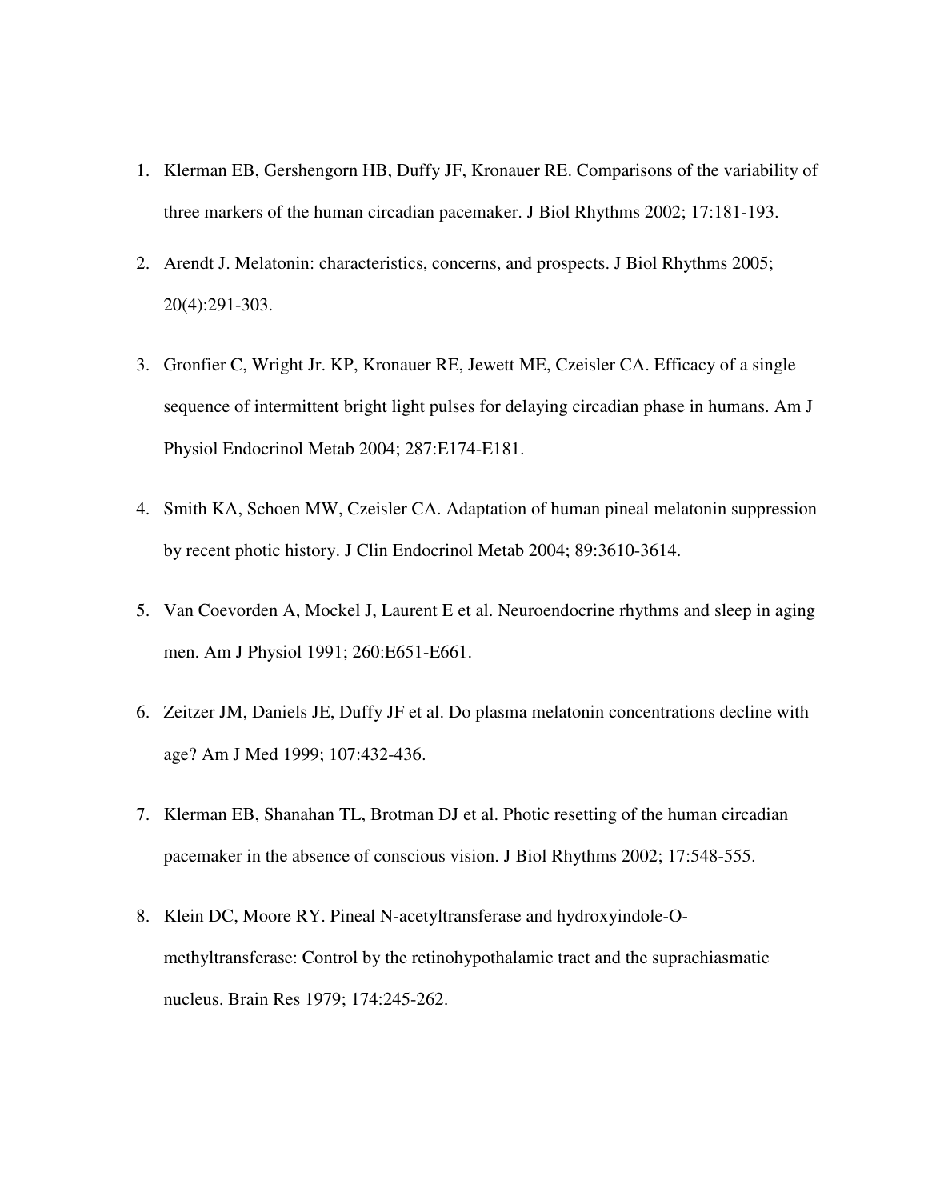1. Klerman EB, Gershengorn HB, Duffy JF, Kronauer RE. Comparisons of the variability of three markers of the human circadian pacemaker. J Biol Rhythms 2002; 17:181-193.
2. Arendt J. Melatonin: characteristics, concerns, and prospects. J Biol Rhythms 2005; 20(4):291-303.
3. Gronfier C, Wright Jr. KP, Kronauer RE, Jewett ME, Czeisler CA. Efficacy of a single sequence of intermittent bright light pulses for delaying circadian phase in humans. Am J Physiol Endocrinol Metab 2004; 287:E174-E181.
4. Smith KA, Schoen MW, Czeisler CA. Adaptation of human pineal melatonin suppression by recent photic history. J Clin Endocrinol Metab 2004; 89:3610-3614.
5. Van Coevorden A, Mockel J, Laurent E et al. Neuroendocrine rhythms and sleep in aging men. Am J Physiol 1991; 260:E651-E661.
6. Zeitzer JM, Daniels JE, Duffy JF et al. Do plasma melatonin concentrations decline with age? Am J Med 1999; 107:432-436.
7. Klerman EB, Shanahan TL, Brotman DJ et al. Photic resetting of the human circadian pacemaker in the absence of conscious vision. J Biol Rhythms 2002; 17:548-555.
8. Klein DC, Moore RY. Pineal N-acetyltransferase and hydroxyindole-O-methyltransferase: Control by the retinohypothalamic tract and the suprachiasmatic nucleus. Brain Res 1979; 174:245-262.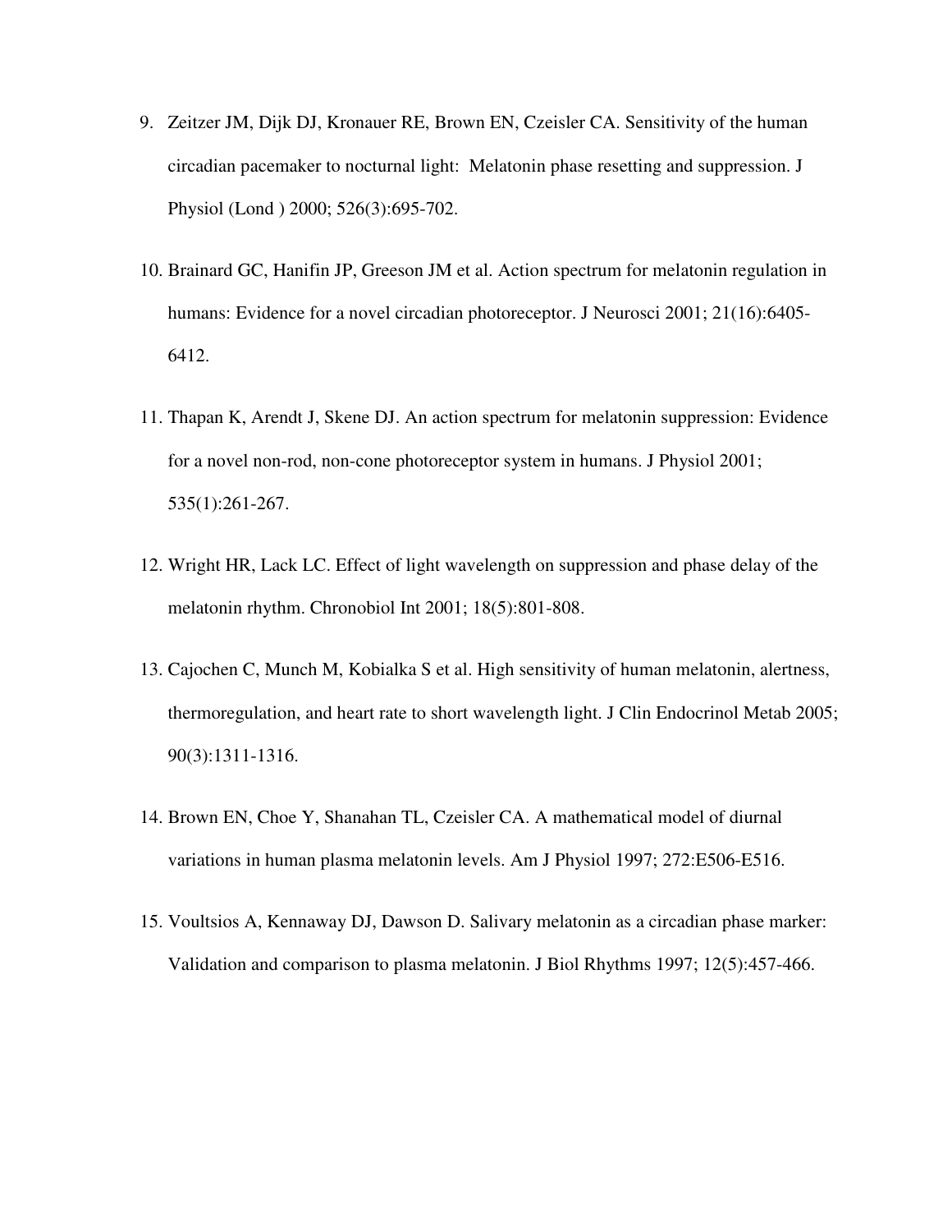9. Zeitzer JM, Dijk DJ, Kronauer RE, Brown EN, Czeisler CA. Sensitivity of the human circadian pacemaker to nocturnal light: Melatonin phase resetting and suppression. J Physiol (Lond ) 2000; 526(3):695-702.

10. Brainard GC, Hanifin JP, Greeson JM et al. Action spectrum for melatonin regulation in humans: Evidence for a novel circadian photoreceptor. J Neurosci 2001; 21(16):6405-6412.

11. Thapan K, Arendt J, Skene DJ. An action spectrum for melatonin suppression: Evidence for a novel non-rod, non-cone photoreceptor system in humans. J Physiol 2001; 535(1):261-267.

12. Wright HR, Lack LC. Effect of light wavelength on suppression and phase delay of the melatonin rhythm. Chronobiol Int 2001; 18(5):801-808.

13. Cajochen C, Munch M, Kobialka S et al. High sensitivity of human melatonin, alertness, thermoregulation, and heart rate to short wavelength light. J Clin Endocrinol Metab 2005; 90(3):1311-1316.

14. Brown EN, Choe Y, Shanahan TL, Czeisler CA. A mathematical model of diurnal variations in human plasma melatonin levels. Am J Physiol 1997; 272:E506-E516.

15. Voultsios A, Kennaway DJ, Dawson D. Salivary melatonin as a circadian phase marker: Validation and comparison to plasma melatonin. J Biol Rhythms 1997; 12(5):457-466.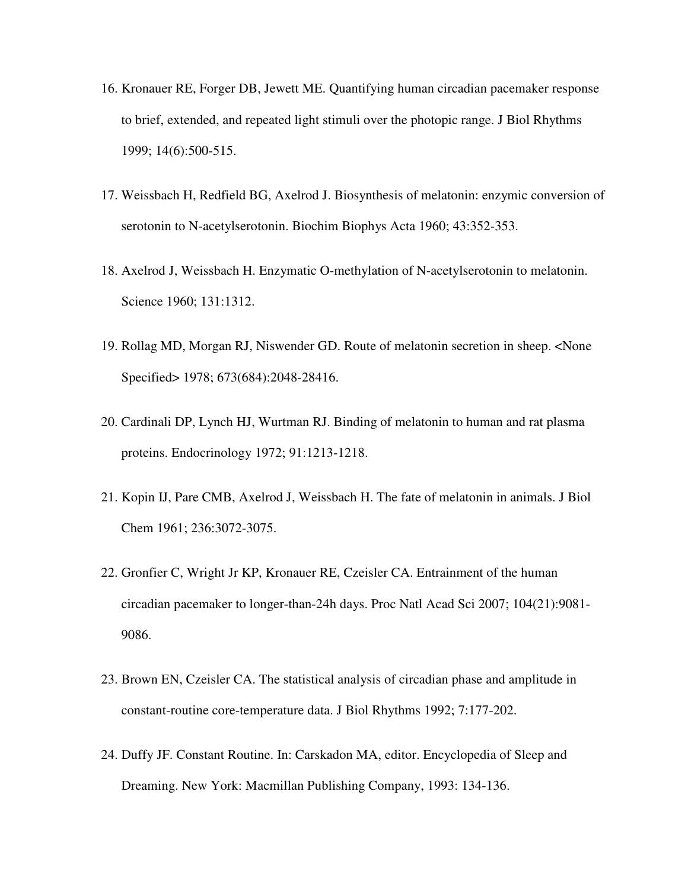16. Kronauer RE, Forger DB, Jewett ME. Quantifying human circadian pacemaker response to brief, extended, and repeated light stimuli over the photopic range. J Biol Rhythms 1999; 14(6):500-515.

17. Weissbach H, Redfield BG, Axelrod J. Biosynthesis of melatonin: enzymic conversion of serotonin to N-acetylserotonin. Biochim Biophys Acta 1960; 43:352-353.

18. Axelrod J, Weissbach H. Enzymatic O-methylation of N-acetylserotonin to melatonin. Science 1960; 131:1312.

19. Rollag MD, Morgan RJ, Niswender GD. Route of melatonin secretion in sheep. <None Specified> 1978; 673(684):2048-28416.

20. Cardinali DP, Lynch HJ, Wurtman RJ. Binding of melatonin to human and rat plasma proteins. Endocrinology 1972; 91:1213-1218.

21. Kopin IJ, Pare CMB, Axelrod J, Weissbach H. The fate of melatonin in animals. J Biol Chem 1961; 236:3072-3075.

22. Gronfier C, Wright Jr KP, Kronauer RE, Czeisler CA. Entrainment of the human circadian pacemaker to longer-than-24h days. Proc Natl Acad Sci 2007; 104(21):9081-9086.

23. Brown EN, Czeisler CA. The statistical analysis of circadian phase and amplitude in constant-routine core-temperature data. J Biol Rhythms 1992; 7:177-202.

24. Duffy JF. Constant Routine. In: Carskadon MA, editor. Encyclopedia of Sleep and Dreaming. New York: Macmillan Publishing Company, 1993: 134-136.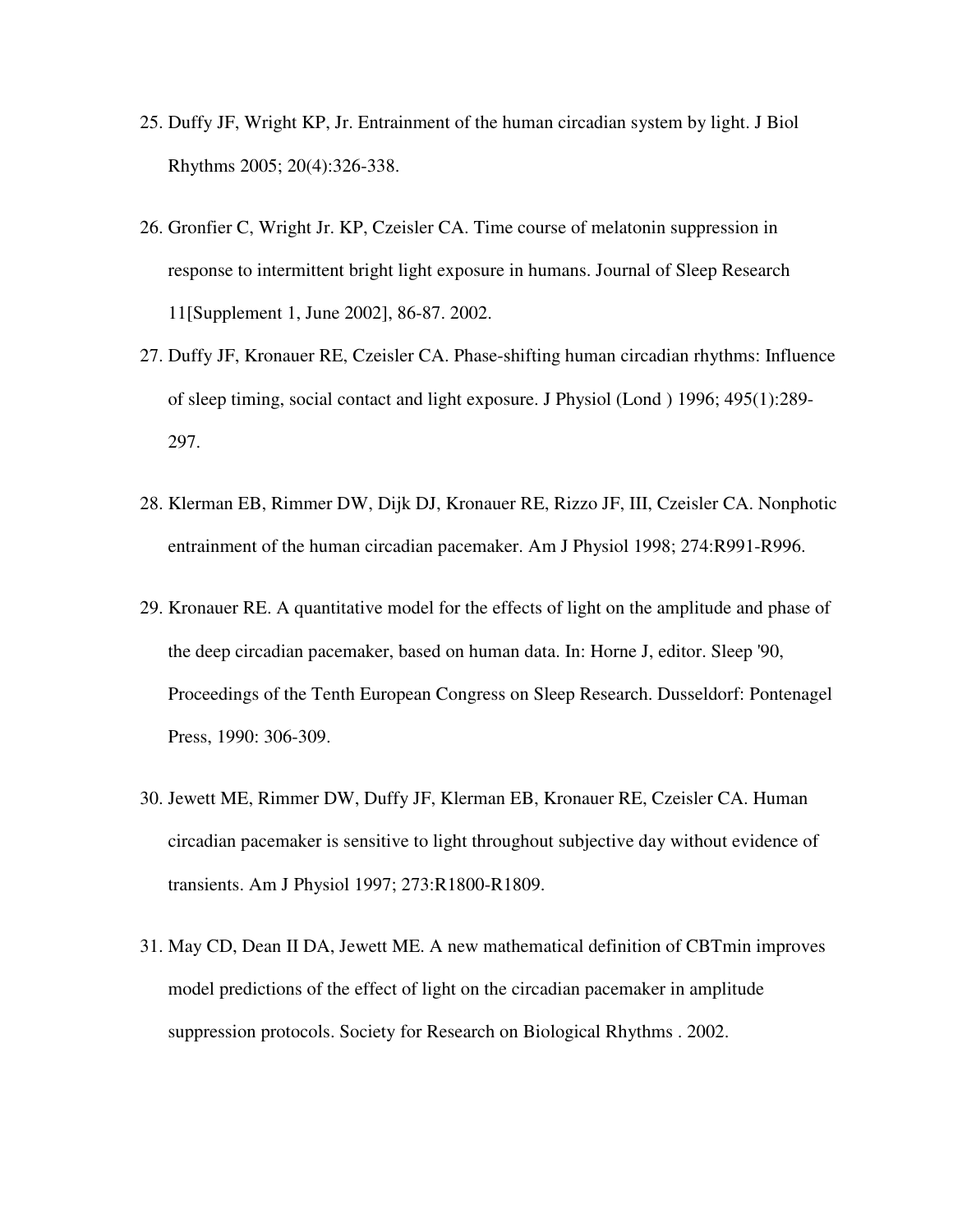25. Duffy JF, Wright KP, Jr. Entrainment of the human circadian system by light. J Biol Rhythms 2005; 20(4):326-338.

26. Gronfier C, Wright Jr. KP, Czeisler CA. Time course of melatonin suppression in response to intermittent bright light exposure in humans. Journal of Sleep Research 11[Supplement 1, June 2002], 86-87. 2002.

27. Duffy JF, Kronauer RE, Czeisler CA. Phase-shifting human circadian rhythms: Influence of sleep timing, social contact and light exposure. J Physiol (Lond ) 1996; 495(1):289-297.

28. Klerman EB, Rimmer DW, Dijk DJ, Kronauer RE, Rizzo JF, III, Czeisler CA. Nonphotic entrainment of the human circadian pacemaker. Am J Physiol 1998; 274:R991-R996.

29. Kronauer RE. A quantitative model for the effects of light on the amplitude and phase of the deep circadian pacemaker, based on human data. In: Horne J, editor. Sleep '90, Proceedings of the Tenth European Congress on Sleep Research. Dusseldorf: Pontenagel Press, 1990: 306-309.

30. Jewett ME, Rimmer DW, Duffy JF, Klerman EB, Kronauer RE, Czeisler CA. Human circadian pacemaker is sensitive to light throughout subjective day without evidence of transients. Am J Physiol 1997; 273:R1800-R1809.

31. May CD, Dean II DA, Jewett ME. A new mathematical definition of CBTmin improves model predictions of the effect of light on the circadian pacemaker in amplitude suppression protocols. Society for Research on Biological Rhythms . 2002.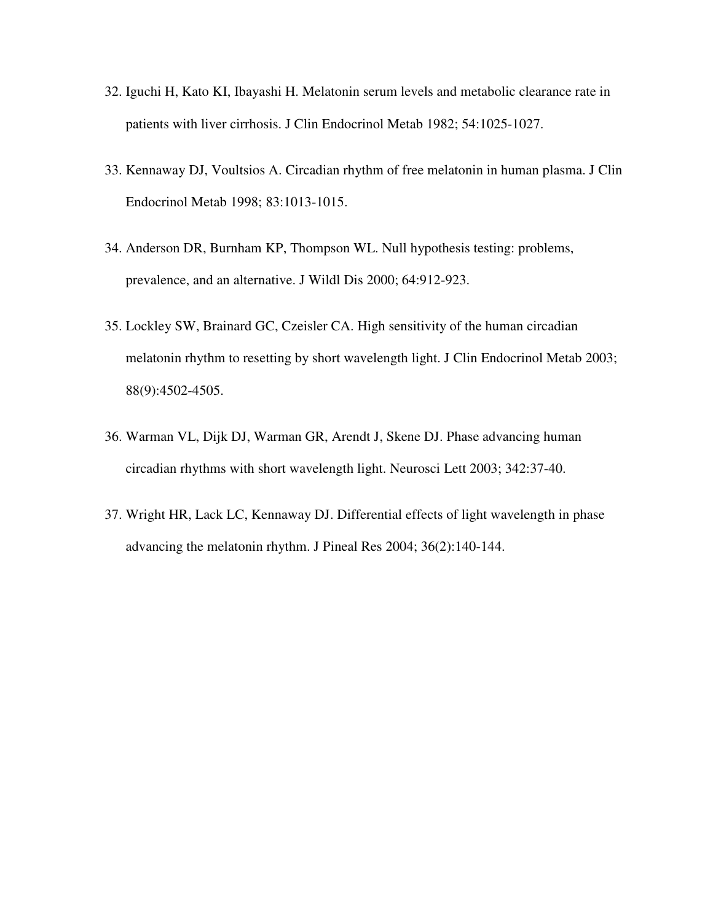32. Iguchi H, Kato KI, Ibayashi H. Melatonin serum levels and metabolic clearance rate in patients with liver cirrhosis. J Clin Endocrinol Metab 1982; 54:1025-1027.

33. Kennaway DJ, Voultsios A. Circadian rhythm of free melatonin in human plasma. J Clin Endocrinol Metab 1998; 83:1013-1015.

34. Anderson DR, Burnham KP, Thompson WL. Null hypothesis testing: problems, prevalence, and an alternative. J Wildl Dis 2000; 64:912-923.

35. Lockley SW, Brainard GC, Czeisler CA. High sensitivity of the human circadian melatonin rhythm to resetting by short wavelength light. J Clin Endocrinol Metab 2003; 88(9):4502-4505.

36. Warman VL, Dijk DJ, Warman GR, Arendt J, Skene DJ. Phase advancing human circadian rhythms with short wavelength light. Neurosci Lett 2003; 342:37-40.

37. Wright HR, Lack LC, Kennaway DJ. Differential effects of light wavelength in phase advancing the melatonin rhythm. J Pineal Res 2004; 36(2):140-144.